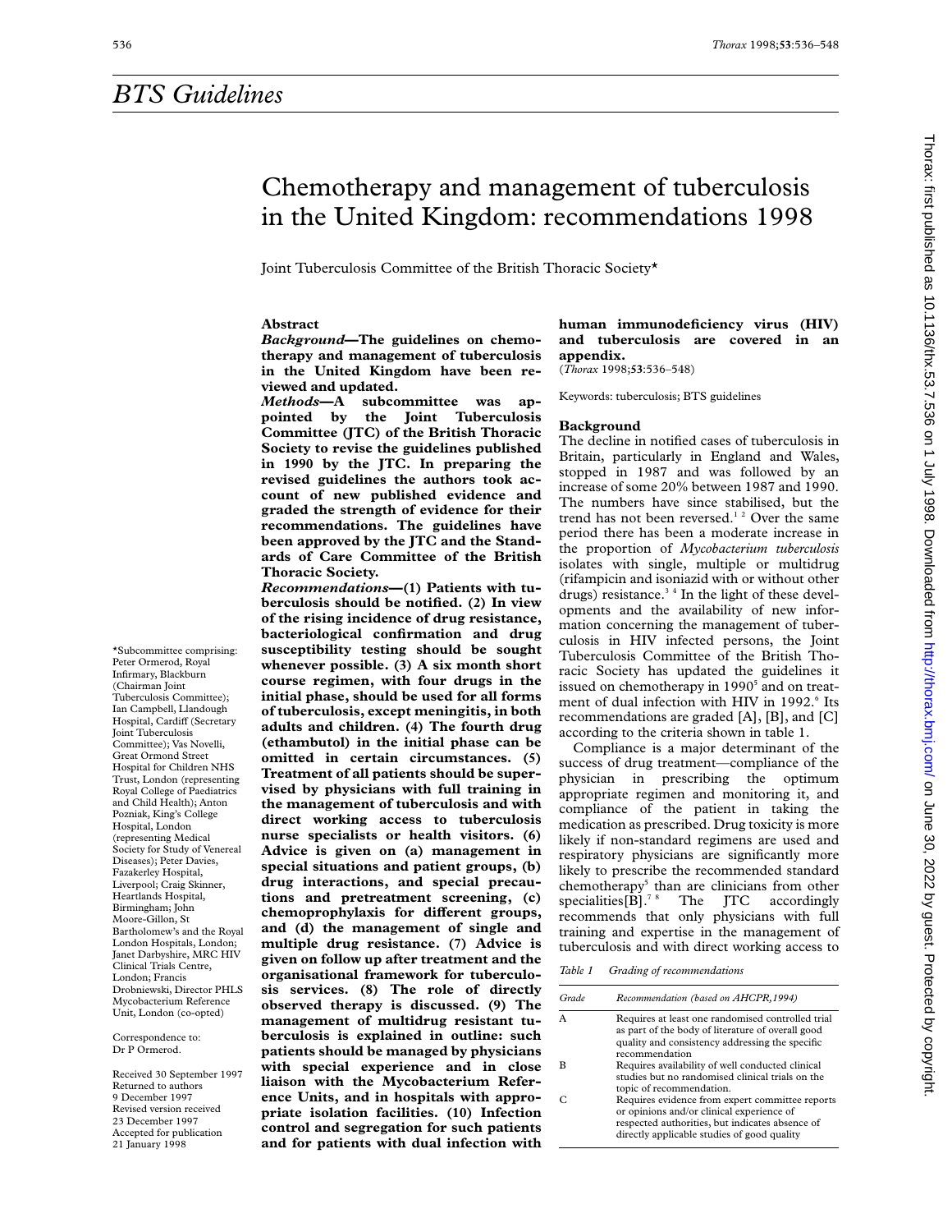# BTS Guidelines

# Chemotherapy and management of tuberculosis in the United Kingdom: recommendations 1998

Joint Tuberculosis Committee of the British Thoracic Society*

*Subcommittee comprising: Peter Ormerod, Royal Infirmary, Blackburn (Chairman Joint Tuberculosis Committee); Ian Campbell, Llandough Hospital, Cardiff (Secretary Joint Tuberculosis Committee); Vas Novelli, Great Ormond Street Hospital for Children NHS Trust, London (representing Royal College of Paediatrics and Child Health); Anton Pozniak, King's College Hospital, London (representing Medical Society for Study of Venereal Diseases); Peter Davies, Fazakerley Hospital, Liverpool; Craig Skinner, Heartlands Hospital, Birmingham; John Moore-Gillon, St Bartholomew's and the Royal London Hospitals, London; Janet Darbyshire, MRC HIV Clinical Trials Centre, London; Francis Drobniewski, Director PHLS Mycobacterium Reference Unit, London (co-opted)

Correspondence to: Dr P Ormerod.

Received 30 September 1997
Returned to authors 9 December 1997
Revised version received 23 December 1997
Accepted for publication 21 January 1998

## Abstract

***Background*—The guidelines on chemotherapy and management of tuberculosis in the United Kingdom have been reviewed and updated.**

***Methods*—A subcommittee was appointed by the Joint Tuberculosis Committee (JTC) of the British Thoracic Society to revise the guidelines published in 1990 by the JTC. In preparing the revised guidelines the authors took account of new published evidence and graded the strength of evidence for their recommendations. The guidelines have been approved by the JTC and the Standards of Care Committee of the British Thoracic Society.**

***Recommendations*—(1) Patients with tuberculosis should be notified. (2) In view of the rising incidence of drug resistance, bacteriological confirmation and drug susceptibility testing should be sought whenever possible. (3) A six month short course regimen, with four drugs in the initial phase, should be used for all forms of tuberculosis, except meningitis, in both adults and children. (4) The fourth drug (ethambutol) in the initial phase can be omitted in certain circumstances. (5) Treatment of all patients should be supervised by physicians with full training in the management of tuberculosis and with direct working access to tuberculosis nurse specialists or health visitors. (6) Advice is given on (a) management in special situations and patient groups, (b) drug interactions, and special precautions and pretreatment screening, (c) chemoprophylaxis for different groups, and (d) the management of single and multiple drug resistance. (7) Advice is given on follow up after treatment and the organisational framework for tuberculosis services. (8) The role of directly observed therapy is discussed. (9) The management of multidrug resistant tuberculosis is explained in outline: such patients should be managed by physicians with special experience and in close liaison with the Mycobacterium Reference Units, and in hospitals with appropriate isolation facilities. (10) Infection control and segregation for such patients and for patients with dual infection with human immunodeficiency virus (HIV) and tuberculosis are covered in an appendix.**

(*Thorax* 1998;**53**:536–548)

Keywords: tuberculosis; BTS guidelines

## Background

The decline in notified cases of tuberculosis in Britain, particularly in England and Wales, stopped in 1987 and was followed by an increase of some 20% between 1987 and 1990. The numbers have since stabilised, but the trend has not been reversed.[1 2] Over the same period there has been a moderate increase in the proportion of *Mycobacterium tuberculosis* isolates with single, multiple or multidrug (rifampicin and isoniazid with or without other drugs) resistance.[3 4] In the light of these developments and the availability of new information concerning the management of tuberculosis in HIV infected persons, the Joint Tuberculosis Committee of the British Thoracic Society has updated the guidelines it issued on chemotherapy in 1990[5] and on treatment of dual infection with HIV in 1992.[6] Its recommendations are graded [A], [B], and [C] according to the criteria shown in table 1.

Compliance is a major determinant of the success of drug treatment—compliance of the physician in prescribing the optimum appropriate regimen and monitoring it, and compliance of the patient in taking the medication as prescribed. Drug toxicity is more likely if non-standard regimens are used and respiratory physicians are significantly more likely to prescribe the recommended standard chemotherapy[5] than are clinicians from other specialities[B].[7 8] The JTC accordingly recommends that only physicians with full training and expertise in the management of tuberculosis and with direct working access to

*Table 1 Grading of recommendations*

| Grade | Recommendation (based on AHCPR,1994) |
|---|---|
| A | Requires at least one randomised controlled trial as part of the body of literature of overall good quality and consistency addressing the specific recommendation |
| B | Requires availability of well conducted clinical studies but no randomised clinical trials on the topic of recommendation. |
| C | Requires evidence from expert committee reports or opinions and/or clinical experience of respected authorities, but indicates absence of directly applicable studies of good quality |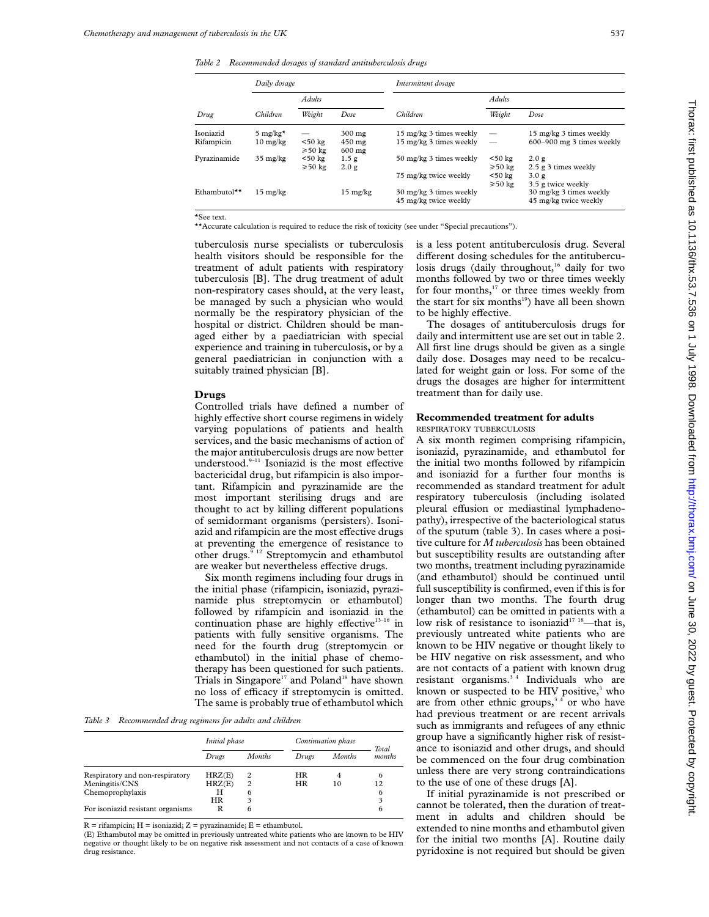*Table 2 Recommended dosages of standard antituberculosis drugs*

| Drug | Daily dosage | | | Intermittent dosage | | |
|---|---|---|---|---|---|---|
| | | Adults | | | Adults | |
| | Children | Weight | Dose | Children | Weight | Dose |
| Isoniazid | 5 mg/kg* | — | 300 mg | 15 mg/kg 3 times weekly | — | 15 mg/kg 3 times weekly |
| Rifampicin | 10 mg/kg | <50 kg | 450 mg | 15 mg/kg 3 times weekly | — | 600–900 mg 3 times weekly |
| | | ⩾50 kg | 600 mg | | | |
| Pyrazinamide | 35 mg/kg | <50 kg | 1.5 g | 50 mg/kg 3 times weekly | <50 kg | 2.0 g |
| | | ⩾50 kg | 2.0 g | | ⩾50 kg | 2.5 g 3 times weekly |
| | | | | 75 mg/kg twice weekly | <50 kg | 3.0 g |
| | | | | | ⩾50 kg | 3.5 g twice weekly |
| Ethambutol** | 15 mg/kg | | 15 mg/kg | 30 mg/kg 3 times weekly | | 30 mg/kg 3 times weekly |
| | | | | 45 mg/kg twice weekly | | 45 mg/kg twice weekly |

*See text.
**Accurate calculation is required to reduce the risk of toxicity (see under "Special precautions").

tuberculosis nurse specialists or tuberculosis health visitors should be responsible for the treatment of adult patients with respiratory tuberculosis [B]. The drug treatment of adult non-respiratory cases should, at the very least, be managed by such a physician who would normally be the respiratory physician of the hospital or district. Children should be managed either by a paediatrician with special experience and training in tuberculosis, or by a general paediatrician in conjunction with a suitably trained physician [B].

## Drugs

Controlled trials have defined a number of highly effective short course regimens in widely varying populations of patients and health services, and the basic mechanisms of action of the major antituberculosis drugs are now better understood.[9–11] Isoniazid is the most effective bactericidal drug, but rifampicin is also important. Rifampicin and pyrazinamide are the most important sterilising drugs and are thought to act by killing different populations of semidormant organisms (persisters). Isoniazid and rifampicin are the most effective drugs at preventing the emergence of resistance to other drugs.[9,12] Streptomycin and ethambutol are weaker but nevertheless effective drugs.

Six month regimens including four drugs in the initial phase (rifampicin, isoniazid, pyrazinamide plus streptomycin or ethambutol) followed by rifampicin and isoniazid in the continuation phase are highly effective[13–16] in patients with fully sensitive organisms. The need for the fourth drug (streptomycin or ethambutol) in the initial phase of chemotherapy has been questioned for such patients. Trials in Singapore[17] and Poland[18] have shown no loss of efficacy if streptomycin is omitted. The same is probably true of ethambutol which is a less potent antituberculosis drug. Several different dosing schedules for the antituberculosis drugs (daily throughout,[16] daily for two months followed by two or three times weekly for four months,[17] or three times weekly from the start for six months[19]) have all been shown to be highly effective.

The dosages of antituberculosis drugs for daily and intermittent use are set out in table 2. All first line drugs should be given as a single daily dose. Dosages may need to be recalculated for weight gain or loss. For some of the drugs the dosages are higher for intermittent treatment than for daily use.

*Table 3 Recommended drug regimens for adults and children*

| | Initial phase | | Continuation phase | | Total months |
|---|---|---|---|---|---|
| | Drugs | Months | Drugs | Months | |
| Respiratory and non-respiratory | HRZ(E) | 2 | HR | 4 | 6 |
| Meningitis/CNS | HRZ(E) | 2 | HR | 10 | 12 |
| Chemoprophylaxis | H | 6 | | | 6 |
| | HR | 3 | | | 3 |
| For isoniazid resistant organisms | R | 6 | | | 6 |

R = rifampicin; H = isoniazid; Z = pyrazinamide; E = ethambutol.
(E) Ethambutol may be omitted in previously untreated white patients who are known to be HIV negative or thought likely to be on negative risk assessment and not contacts of a case of known drug resistance.

## Recommended treatment for adults

### RESPIRATORY TUBERCULOSIS

A six month regimen comprising rifampicin, isoniazid, pyrazinamide, and ethambutol for the initial two months followed by rifampicin and isoniazid for a further four months is recommended as standard treatment for adult respiratory tuberculosis (including isolated pleural effusion or mediastinal lymphadenopathy), irrespective of the bacteriological status of the sputum (table 3). In cases where a positive culture for *M tuberculosis* has been obtained but susceptibility results are outstanding after two months, treatment including pyrazinamide (and ethambutol) should be continued until full susceptibility is confirmed, even if this is for longer than two months. The fourth drug (ethambutol) can be omitted in patients with a low risk of resistance to isoniazid[17,18]—that is, previously untreated white patients who are known to be HIV negative or thought likely to be HIV negative on risk assessment, and who are not contacts of a patient with known drug resistant organisms.[3,4] Individuals who are known or suspected to be HIV positive,[3] who are from other ethnic groups,[3,4] or who have had previous treatment or are recent arrivals such as immigrants and refugees of any ethnic group have a significantly higher risk of resistance to isoniazid and other drugs, and should be commenced on the four drug combination unless there are very strong contraindications to the use of one of these drugs [A].

If initial pyrazinamide is not prescribed or cannot be tolerated, then the duration of treatment in adults and children should be extended to nine months and ethambutol given for the initial two months [A]. Routine daily pyridoxine is not required but should be given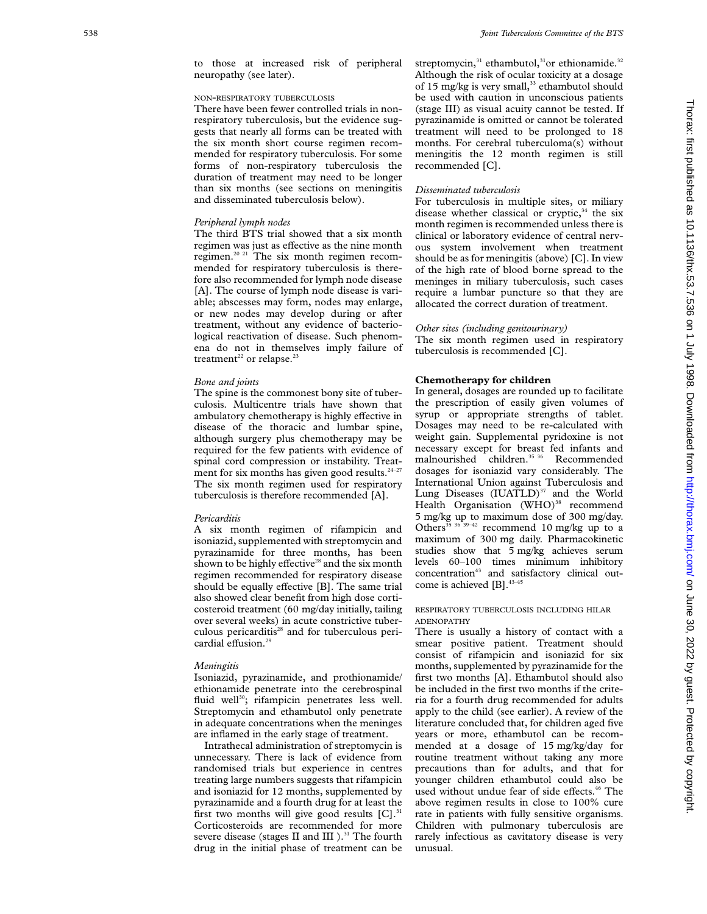to those at increased risk of peripheral neuropathy (see later).

#### NON-RESPIRATORY TUBERCULOSIS

There have been fewer controlled trials in non-respiratory tuberculosis, but the evidence suggests that nearly all forms can be treated with the six month short course regimen recommended for respiratory tuberculosis. For some forms of non-respiratory tuberculosis the duration of treatment may need to be longer than six months (see sections on meningitis and disseminated tuberculosis below).

*Peripheral lymph nodes*

The third BTS trial showed that a six month regimen was just as effective as the nine month regimen.[20 21] The six month regimen recommended for respiratory tuberculosis is therefore also recommended for lymph node disease [A]. The course of lymph node disease is variable; abscesses may form, nodes may enlarge, or new nodes may develop during or after treatment, without any evidence of bacteriological reactivation of disease. Such phenomena do not in themselves imply failure of treatment[22] or relapse.[23]

*Bone and joints*

The spine is the commonest bony site of tuberculosis. Multicentre trials have shown that ambulatory chemotherapy is highly effective in disease of the thoracic and lumbar spine, although surgery plus chemotherapy may be required for the few patients with evidence of spinal cord compression or instability. Treatment for six months has given good results.[24–27] The six month regimen used for respiratory tuberculosis is therefore recommended [A].

*Pericarditis*

A six month regimen of rifampicin and isoniazid, supplemented with streptomycin and pyrazinamide for three months, has been shown to be highly effective[28] and the six month regimen recommended for respiratory disease should be equally effective [B]. The same trial also showed clear benefit from high dose corticosteroid treatment (60 mg/day initially, tailing over several weeks) in acute constrictive tuberculous pericarditis[28] and for tuberculous pericardial effusion.[29]

*Meningitis*

Isoniazid, pyrazinamide, and prothionamide/ethionamide penetrate into the cerebrospinal fluid well[30]; rifampicin penetrates less well. Streptomycin and ethambutol only penetrate in adequate concentrations when the meninges are inflamed in the early stage of treatment.

Intrathecal administration of streptomycin is unnecessary. There is lack of evidence from randomised trials but experience in centres treating large numbers suggests that rifampicin and isoniazid for 12 months, supplemented by pyrazinamide and a fourth drug for at least the first two months will give good results [C].[31] Corticosteroids are recommended for more severe disease (stages II and III ).[31] The fourth drug in the initial phase of treatment can be streptomycin,[31] ethambutol,[31]or ethionamide.[32] Although the risk of ocular toxicity at a dosage of 15 mg/kg is very small,[33] ethambutol should be used with caution in unconscious patients (stage III) as visual acuity cannot be tested. If pyrazinamide is omitted or cannot be tolerated treatment will need to be prolonged to 18 months. For cerebral tuberculoma(s) without meningitis the 12 month regimen is still recommended [C].

*Disseminated tuberculosis*

For tuberculosis in multiple sites, or miliary disease whether classical or cryptic,[34] the six month regimen is recommended unless there is clinical or laboratory evidence of central nervous system involvement when treatment should be as for meningitis (above) [C]. In view of the high rate of blood borne spread to the meninges in miliary tuberculosis, such cases require a lumbar puncture so that they are allocated the correct duration of treatment.

*Other sites (including genitourinary)*

The six month regimen used in respiratory tuberculosis is recommended [C].

### Chemotherapy for children

In general, dosages are rounded up to facilitate the prescription of easily given volumes of syrup or appropriate strengths of tablet. Dosages may need to be re-calculated with weight gain. Supplemental pyridoxine is not necessary except for breast fed infants and malnourished children.[35 36] Recommended dosages for isoniazid vary considerably. The International Union against Tuberculosis and Lung Diseases (IUATLD)[37] and the World Health Organisation (WHO)[38] recommend 5 mg/kg up to maximum dose of 300 mg/day. Others[35 36 39–42] recommend 10 mg/kg up to a maximum of 300 mg daily. Pharmacokinetic studies show that 5 mg/kg achieves serum levels 60–100 times minimum inhibitory concentration[43] and satisfactory clinical outcome is achieved [B].[43–45]

#### RESPIRATORY TUBERCULOSIS INCLUDING HILAR ADENOPATHY

There is usually a history of contact with a smear positive patient. Treatment should consist of rifampicin and isoniazid for six months, supplemented by pyrazinamide for the first two months [A]. Ethambutol should also be included in the first two months if the criteria for a fourth drug recommended for adults apply to the child (see earlier). A review of the literature concluded that, for children aged five years or more, ethambutol can be recommended at a dosage of 15 mg/kg/day for routine treatment without taking any more precautions than for adults, and that for younger children ethambutol could also be used without undue fear of side effects.[46] The above regimen results in close to 100% cure rate in patients with fully sensitive organisms. Children with pulmonary tuberculosis are rarely infectious as cavitatory disease is very unusual.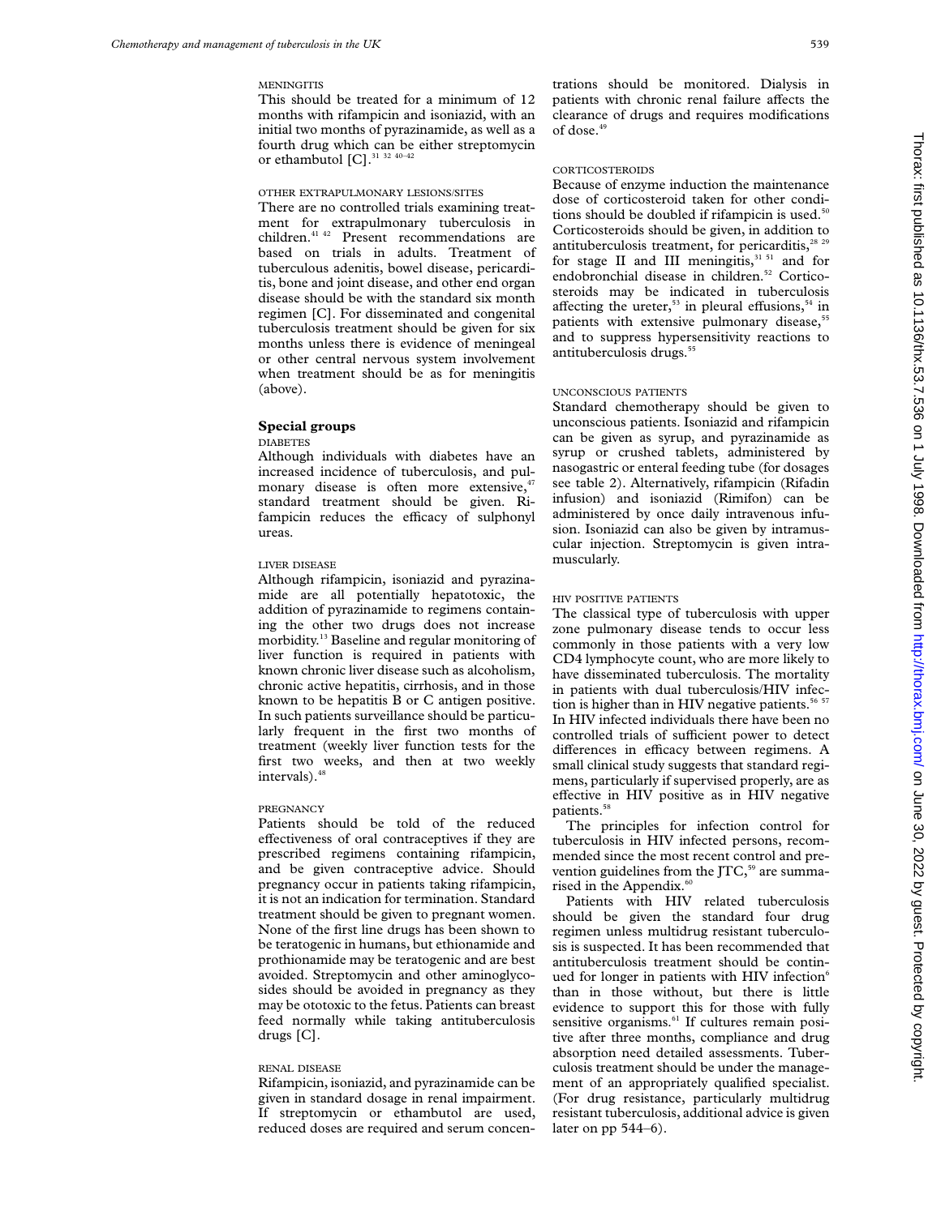#### MENINGITIS

This should be treated for a minimum of 12 months with rifampicin and isoniazid, with an initial two months of pyrazinamide, as well as a fourth drug which can be either streptomycin or ethambutol [C].[31 32 40–42]

#### OTHER EXTRAPULMONARY LESIONS/SITES

There are no controlled trials examining treatment for extrapulmonary tuberculosis in children.[41 42] Present recommendations are based on trials in adults. Treatment of tuberculous adenitis, bowel disease, pericarditis, bone and joint disease, and other end organ disease should be with the standard six month regimen [C]. For disseminated and congenital tuberculosis treatment should be given for six months unless there is evidence of meningeal or other central nervous system involvement when treatment should be as for meningitis (above).

## Special groups

#### DIABETES

Although individuals with diabetes have an increased incidence of tuberculosis, and pulmonary disease is often more extensive,[47] standard treatment should be given. Rifampicin reduces the efficacy of sulphonyl ureas.

#### LIVER DISEASE

Although rifampicin, isoniazid and pyrazinamide are all potentially hepatotoxic, the addition of pyrazinamide to regimens containing the other two drugs does not increase morbidity.[13] Baseline and regular monitoring of liver function is required in patients with known chronic liver disease such as alcoholism, chronic active hepatitis, cirrhosis, and in those known to be hepatitis B or C antigen positive. In such patients surveillance should be particularly frequent in the first two months of treatment (weekly liver function tests for the first two weeks, and then at two weekly intervals).[48]

#### PREGNANCY

Patients should be told of the reduced effectiveness of oral contraceptives if they are prescribed regimens containing rifampicin, and be given contraceptive advice. Should pregnancy occur in patients taking rifampicin, it is not an indication for termination. Standard treatment should be given to pregnant women. None of the first line drugs has been shown to be teratogenic in humans, but ethionamide and prothionamide may be teratogenic and are best avoided. Streptomycin and other aminoglycosides should be avoided in pregnancy as they may be ototoxic to the fetus. Patients can breast feed normally while taking antituberculosis drugs [C].

#### RENAL DISEASE

Rifampicin, isoniazid, and pyrazinamide can be given in standard dosage in renal impairment. If streptomycin or ethambutol are used, reduced doses are required and serum concentrations should be monitored. Dialysis in patients with chronic renal failure affects the clearance of drugs and requires modifications of dose.[49]

#### CORTICOSTEROIDS

Because of enzyme induction the maintenance dose of corticosteroid taken for other conditions should be doubled if rifampicin is used.[50] Corticosteroids should be given, in addition to antituberculosis treatment, for pericarditis,[28 29] for stage II and III meningitis,[31 51] and for endobronchial disease in children.[52] Corticosteroids may be indicated in tuberculosis affecting the ureter,[53] in pleural effusions,[54] in patients with extensive pulmonary disease,[55] and to suppress hypersensitivity reactions to antituberculosis drugs.[55]

#### UNCONSCIOUS PATIENTS

Standard chemotherapy should be given to unconscious patients. Isoniazid and rifampicin can be given as syrup, and pyrazinamide as syrup or crushed tablets, administered by nasogastric or enteral feeding tube (for dosages see table 2). Alternatively, rifampicin (Rifadin infusion) and isoniazid (Rimifon) can be administered by once daily intravenous infusion. Isoniazid can also be given by intramuscular injection. Streptomycin is given intramuscularly.

#### HIV POSITIVE PATIENTS

The classical type of tuberculosis with upper zone pulmonary disease tends to occur less commonly in those patients with a very low CD4 lymphocyte count, who are more likely to have disseminated tuberculosis. The mortality in patients with dual tuberculosis/HIV infection is higher than in HIV negative patients.[56 57] In HIV infected individuals there have been no controlled trials of sufficient power to detect differences in efficacy between regimens. A small clinical study suggests that standard regimens, particularly if supervised properly, are as effective in HIV positive as in HIV negative patients.[58]

The principles for infection control for tuberculosis in HIV infected persons, recommended since the most recent control and prevention guidelines from the JTC,[59] are summarised in the Appendix.[60]

Patients with HIV related tuberculosis should be given the standard four drug regimen unless multidrug resistant tuberculosis is suspected. It has been recommended that antituberculosis treatment should be continued for longer in patients with HIV infection[6] than in those without, but there is little evidence to support this for those with fully sensitive organisms.[61] If cultures remain positive after three months, compliance and drug absorption need detailed assessments. Tuberculosis treatment should be under the management of an appropriately qualified specialist. (For drug resistance, particularly multidrug resistant tuberculosis, additional advice is given later on pp 544–6).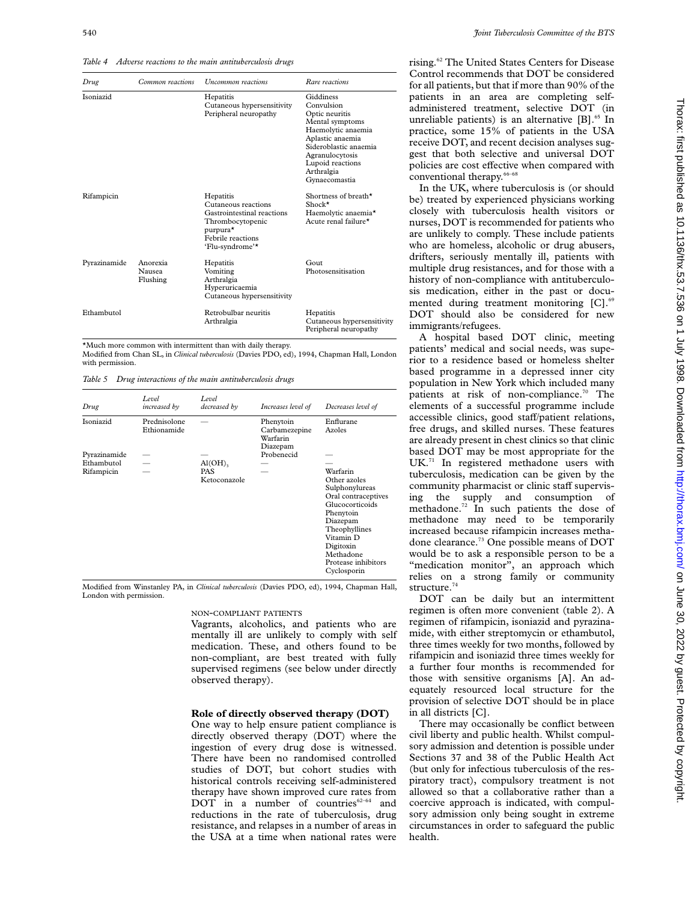*Table 4 Adverse reactions to the main antituberculosis drugs*

| Drug | Common reactions | Uncommon reactions | Rare reactions |
|---|---|---|---|
| Isoniazid | | Hepatitis<br>Cutaneous hypersensitivity<br>Peripheral neuropathy | Giddiness<br>Convulsion<br>Optic neuritis<br>Mental symptoms<br>Haemolytic anaemia<br>Aplastic anaemia<br>Sideroblastic anaemia<br>Agranulocytosis<br>Lupoid reactions<br>Arthralgia<br>Gynaecomastia |
| Rifampicin | | Hepatitis<br>Cutaneous reactions<br>Gastrointestinal reactions<br>Thrombocytopenic purpura*<br>Febrile reactions<br>'Flu-syndrome'* | Shortness of breath*<br>Shock*<br>Haemolytic anaemia*<br>Acute renal failure* |
| Pyrazinamide | Anorexia<br>Nausea<br>Flushing | Hepatitis<br>Vomiting<br>Arthralgia<br>Hyperuricaemia<br>Cutaneous hypersensitivity | Gout<br>Photosensitisation |
| Ethambutol | | Retrobulbar neuritis<br>Arthralgia | Hepatitis<br>Cutaneous hypersensitivity<br>Peripheral neuropathy |

*Much more common with intermittent than with daily therapy.
Modified from Chan SL, in *Clinical tuberculosis* (Davies PDO, ed), 1994, Chapman Hall, London with permission.

*Table 5 Drug interactions of the main antituberculosis drugs*

| Drug | Level increased by | Level decreased by | Increases level of | Decreases level of |
|---|---|---|---|---|
| Isoniazid | Prednisolone<br>Ethionamide | — | Phenytoin<br>Carbamezepine<br>Warfarin<br>Diazepam | Enflurane<br>Azoles |
| Pyrazinamide | — | — | Probenecid | — |
| Ethambutol | — | $Al(OH)_3$ | — | — |
| Rifampicin | — | PAS<br>Ketoconazole | — | Warfarin<br>Other azoles<br>Sulphonylureas<br>Oral contraceptives<br>Glucocorticoids<br>Phenytoin<br>Diazepam<br>Theophyllines<br>Vitamin D<br>Digitoxin<br>Methadone<br>Protease inhibitors<br>Cyclosporin |

Modified from Winstanley PA, in *Clinical tuberculosis* (Davies PDO, ed), 1994, Chapman Hall, London with permission.

NON-COMPLIANT PATIENTS

Vagrants, alcoholics, and patients who are mentally ill are unlikely to comply with self medication. These, and others found to be non-compliant, are best treated with fully supervised regimens (see below under directly observed therapy).

### Role of directly observed therapy (DOT)

One way to help ensure patient compliance is directly observed therapy (DOT) where the ingestion of every drug dose is witnessed. There have been no randomised controlled studies of DOT, but cohort studies with historical controls receiving self-administered therapy have shown improved cure rates from DOT in a number of countries[62–64] and reductions in the rate of tuberculosis, drug resistance, and relapses in a number of areas in the USA at a time when national rates were rising.[62] The United States Centers for Disease Control recommends that DOT be considered for all patients, but that if more than 90% of the patients in an area are completing self-administered treatment, selective DOT (in unreliable patients) is an alternative [B].[65] In practice, some 15% of patients in the USA receive DOT, and recent decision analyses suggest that both selective and universal DOT policies are cost effective when compared with conventional therapy.[66–68]

In the UK, where tuberculosis is (or should be) treated by experienced physicians working closely with tuberculosis health visitors or nurses, DOT is recommended for patients who are unlikely to comply. These include patients who are homeless, alcoholic or drug abusers, drifters, seriously mentally ill, patients with multiple drug resistances, and for those with a history of non-compliance with antituberculosis medication, either in the past or documented during treatment monitoring [C].[69] DOT should also be considered for new immigrants/refugees.

A hospital based DOT clinic, meeting patients' medical and social needs, was superior to a residence based or homeless shelter based programme in a depressed inner city population in New York which included many patients at risk of non-compliance.[70] The elements of a successful programme include accessible clinics, good staff/patient relations, free drugs, and skilled nurses. These features are already present in chest clinics so that clinic based DOT may be most appropriate for the UK.[71] In registered methadone users with tuberculosis, medication can be given by the community pharmacist or clinic staff supervising the supply and consumption of methadone.[72] In such patients the dose of methadone may need to be temporarily increased because rifampicin increases methadone clearance.[73] One possible means of DOT would be to ask a responsible person to be a "medication monitor", an approach which relies on a strong family or community structure.[74]

DOT can be daily but an intermittent regimen is often more convenient (table 2). A regimen of rifampicin, isoniazid and pyrazinamide, with either streptomycin or ethambutol, three times weekly for two months, followed by rifampicin and isoniazid three times weekly for a further four months is recommended for those with sensitive organisms [A]. An adequately resourced local structure for the provision of selective DOT should be in place in all districts [C].

There may occasionally be conflict between civil liberty and public health. Whilst compulsory admission and detention is possible under Sections 37 and 38 of the Public Health Act (but only for infectious tuberculosis of the respiratory tract), compulsory treatment is not allowed so that a collaborative rather than a coercive approach is indicated, with compulsory admission only being sought in extreme circumstances in order to safeguard the public health.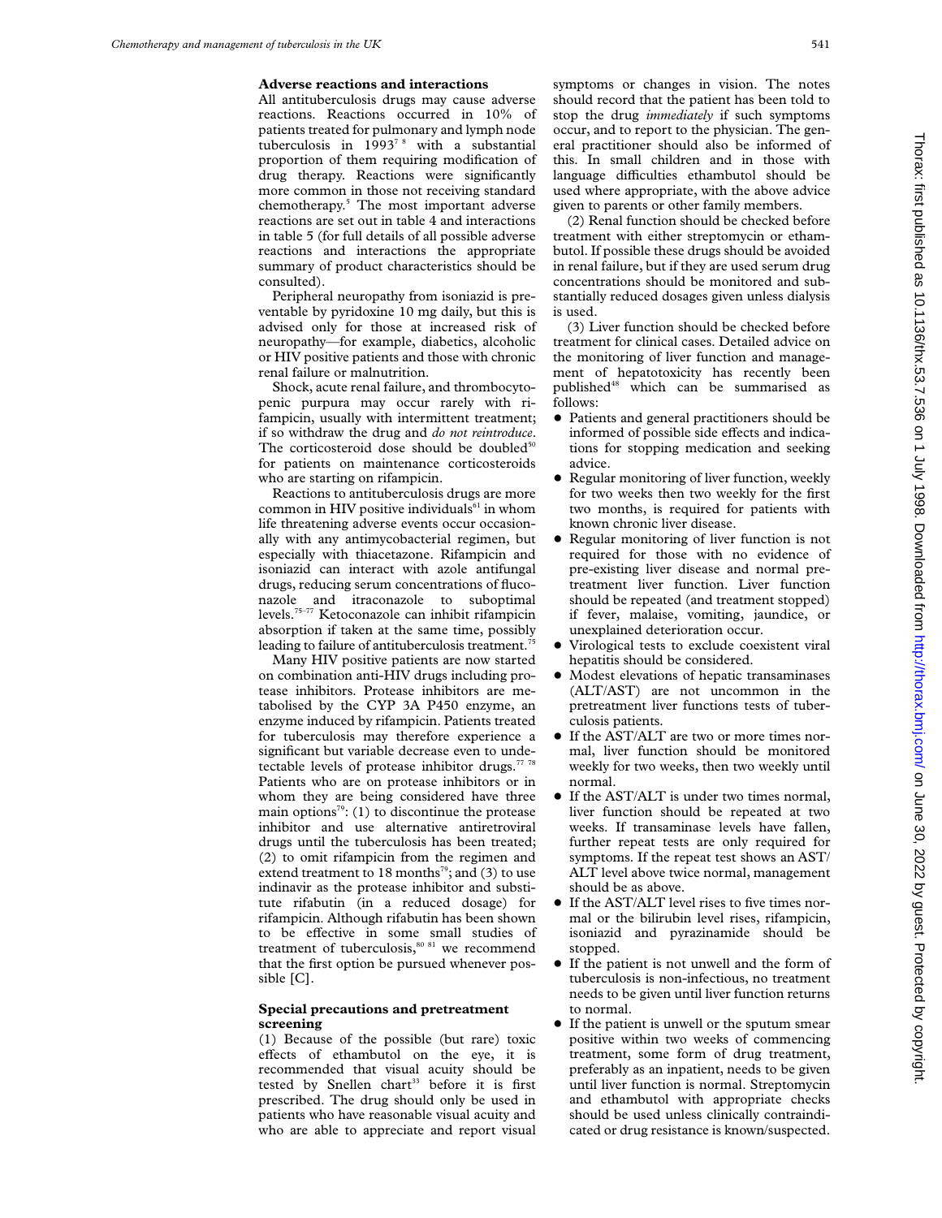## Adverse reactions and interactions

All antituberculosis drugs may cause adverse reactions. Reactions occurred in 10% of patients treated for pulmonary and lymph node tuberculosis in 1993[7 8] with a substantial proportion of them requiring modification of drug therapy. Reactions were significantly more common in those not receiving standard chemotherapy.[5] The most important adverse reactions are set out in table 4 and interactions in table 5 (for full details of all possible adverse reactions and interactions the appropriate summary of product characteristics should be consulted).

Peripheral neuropathy from isoniazid is preventable by pyridoxine 10 mg daily, but this is advised only for those at increased risk of neuropathy—for example, diabetics, alcoholic or HIV positive patients and those with chronic renal failure or malnutrition.

Shock, acute renal failure, and thrombocytopenic purpura may occur rarely with rifampicin, usually with intermittent treatment; if so withdraw the drug and *do not reintroduce*. The corticosteroid dose should be doubled[50] for patients on maintenance corticosteroids who are starting on rifampicin.

Reactions to antituberculosis drugs are more common in HIV positive individuals[61] in whom life threatening adverse events occur occasionally with any antimycobacterial regimen, but especially with thiacetazone. Rifampicin and isoniazid can interact with azole antifungal drugs, reducing serum concentrations of fluconazole and itraconazole to suboptimal levels.[75–77] Ketoconazole can inhibit rifampicin absorption if taken at the same time, possibly leading to failure of antituberculosis treatment.[75]

Many HIV positive patients are now started on combination anti-HIV drugs including protease inhibitors. Protease inhibitors are metabolised by the CYP 3A P450 enzyme, an enzyme induced by rifampicin. Patients treated for tuberculosis may therefore experience a significant but variable decrease even to undetectable levels of protease inhibitor drugs.[77 78] Patients who are on protease inhibitors or in whom they are being considered have three main options[79]: (1) to discontinue the protease inhibitor and use alternative antiretroviral drugs until the tuberculosis has been treated; (2) to omit rifampicin from the regimen and extend treatment to 18 months[79]; and (3) to use indinavir as the protease inhibitor and substitute rifabutin (in a reduced dosage) for rifampicin. Although rifabutin has been shown to be effective in some small studies of treatment of tuberculosis,[80 81] we recommend that the first option be pursued whenever possible [C].

## Special precautions and pretreatment screening

(1) Because of the possible (but rare) toxic effects of ethambutol on the eye, it is recommended that visual acuity should be tested by Snellen chart[33] before it is first prescribed. The drug should only be used in patients who have reasonable visual acuity and who are able to appreciate and report visual symptoms or changes in vision. The notes should record that the patient has been told to stop the drug *immediately* if such symptoms occur, and to report to the physician. The general practitioner should also be informed of this. In small children and in those with language difficulties ethambutol should be used where appropriate, with the above advice given to parents or other family members.

(2) Renal function should be checked before treatment with either streptomycin or ethambutol. If possible these drugs should be avoided in renal failure, but if they are used serum drug concentrations should be monitored and substantially reduced dosages given unless dialysis is used.

(3) Liver function should be checked before treatment for clinical cases. Detailed advice on the monitoring of liver function and management of hepatotoxicity has recently been published[48] which can be summarised as follows:

- Patients and general practitioners should be informed of possible side effects and indications for stopping medication and seeking advice.
- Regular monitoring of liver function, weekly for two weeks then two weekly for the first two months, is required for patients with known chronic liver disease.
- Regular monitoring of liver function is not required for those with no evidence of pre-existing liver disease and normal pretreatment liver function. Liver function should be repeated (and treatment stopped) if fever, malaise, vomiting, jaundice, or unexplained deterioration occur.
- Virological tests to exclude coexistent viral hepatitis should be considered.
- Modest elevations of hepatic transaminases (ALT/AST) are not uncommon in the pretreatment liver functions tests of tuberculosis patients.
- If the AST/ALT are two or more times normal, liver function should be monitored weekly for two weeks, then two weekly until normal.
- If the AST/ALT is under two times normal, liver function should be repeated at two weeks. If transaminase levels have fallen, further repeat tests are only required for symptoms. If the repeat test shows an AST/ALT level above twice normal, management should be as above.
- If the AST/ALT level rises to five times normal or the bilirubin level rises, rifampicin, isoniazid and pyrazinamide should be stopped.
- If the patient is not unwell and the form of tuberculosis is non-infectious, no treatment needs to be given until liver function returns to normal.
- If the patient is unwell or the sputum smear positive within two weeks of commencing treatment, some form of drug treatment, preferably as an inpatient, needs to be given until liver function is normal. Streptomycin and ethambutol with appropriate checks should be used unless clinically contraindicated or drug resistance is known/suspected.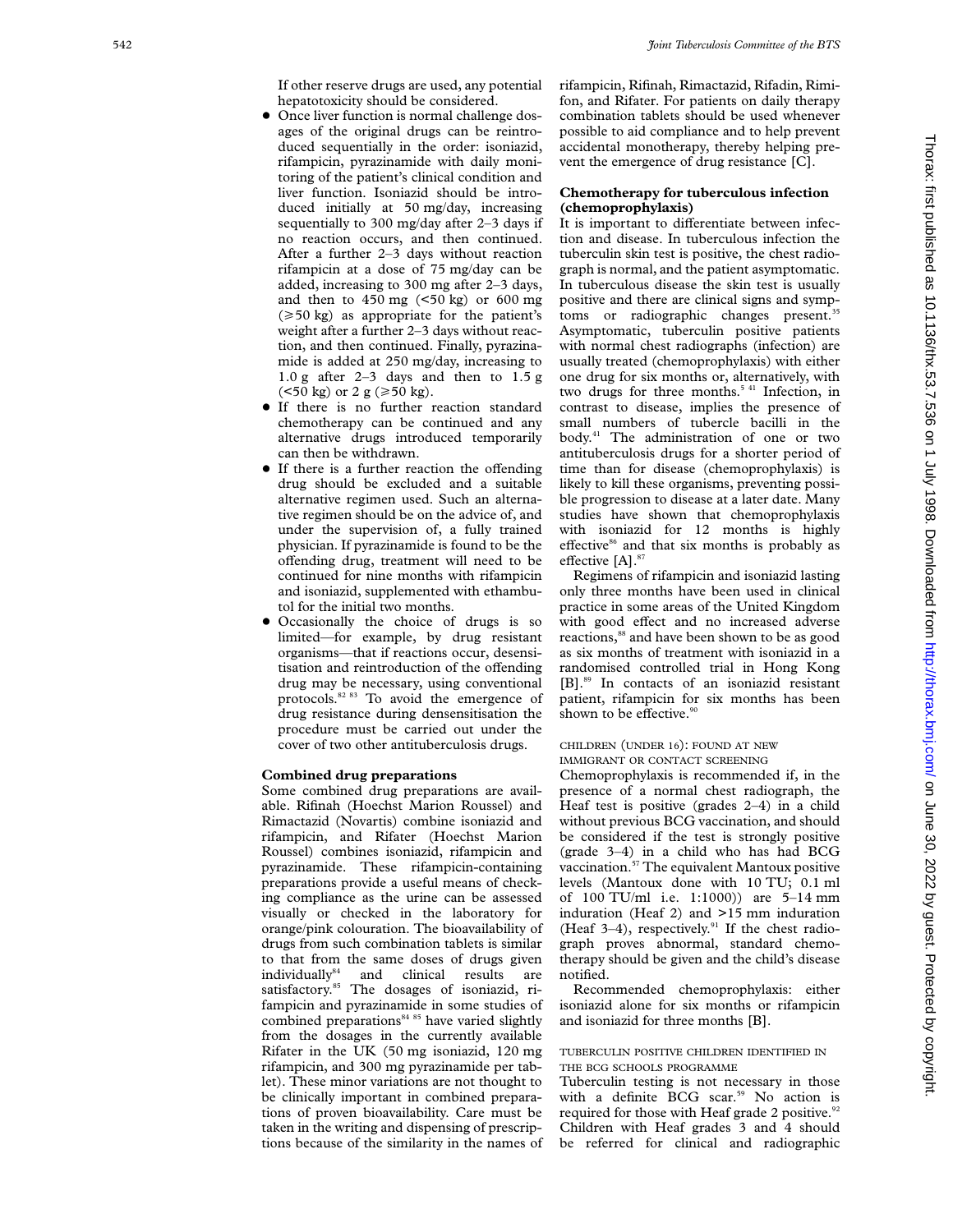If other reserve drugs are used, any potential hepatotoxicity should be considered.

- Once liver function is normal challenge dosages of the original drugs can be reintroduced sequentially in the order: isoniazid, rifampicin, pyrazinamide with daily monitoring of the patient's clinical condition and liver function. Isoniazid should be introduced initially at 50 mg/day, increasing sequentially to 300 mg/day after 2–3 days if no reaction occurs, and then continued. After a further 2–3 days without reaction rifampicin at a dose of 75 mg/day can be added, increasing to 300 mg after 2–3 days, and then to 450 mg (<50 kg) or 600 mg (≥50 kg) as appropriate for the patient's weight after a further 2–3 days without reaction, and then continued. Finally, pyrazinamide is added at 250 mg/day, increasing to 1.0 g after 2–3 days and then to 1.5 g (<50 kg) or 2 g (≥50 kg).
- If there is no further reaction standard chemotherapy can be continued and any alternative drugs introduced temporarily can then be withdrawn.
- If there is a further reaction the offending drug should be excluded and a suitable alternative regimen used. Such an alternative regimen should be on the advice of, and under the supervision of, a fully trained physician. If pyrazinamide is found to be the offending drug, treatment will need to be continued for nine months with rifampicin and isoniazid, supplemented with ethambutol for the initial two months.
- Occasionally the choice of drugs is so limited—for example, by drug resistant organisms—that if reactions occur, desensitisation and reintroduction of the offending drug may be necessary, using conventional protocols.[82 83] To avoid the emergence of drug resistance during densensitisation the procedure must be carried out under the cover of two other antituberculosis drugs.

## Combined drug preparations

Some combined drug preparations are available. Rifinah (Hoechst Marion Roussel) and Rimactazid (Novartis) combine isoniazid and rifampicin, and Rifater (Hoechst Marion Roussel) combines isoniazid, rifampicin and pyrazinamide. These rifampicin-containing preparations provide a useful means of checking compliance as the urine can be assessed visually or checked in the laboratory for orange/pink colouration. The bioavailability of drugs from such combination tablets is similar to that from the same doses of drugs given individually[84] and clinical results are satisfactory.[85] The dosages of isoniazid, rifampicin and pyrazinamide in some studies of combined preparations[84 85] have varied slightly from the dosages in the currently available Rifater in the UK (50 mg isoniazid, 120 mg rifampicin, and 300 mg pyrazinamide per tablet). These minor variations are not thought to be clinically important in combined preparations of proven bioavailability. Care must be taken in the writing and dispensing of prescriptions because of the similarity in the names of rifampicin, Rifinah, Rimactazid, Rifadin, Rimifon, and Rifater. For patients on daily therapy combination tablets should be used whenever possible to aid compliance and to help prevent accidental monotherapy, thereby helping prevent the emergence of drug resistance [C].

## Chemotherapy for tuberculous infection (chemoprophylaxis)

It is important to differentiate between infection and disease. In tuberculous infection the tuberculin skin test is positive, the chest radiograph is normal, and the patient asymptomatic. In tuberculous disease the skin test is usually positive and there are clinical signs and symptoms or radiographic changes present.[35] Asymptomatic, tuberculin positive patients with normal chest radiographs (infection) are usually treated (chemoprophylaxis) with either one drug for six months or, alternatively, with two drugs for three months.[5 41] Infection, in contrast to disease, implies the presence of small numbers of tubercle bacilli in the body.[41] The administration of one or two antituberculosis drugs for a shorter period of time than for disease (chemoprophylaxis) is likely to kill these organisms, preventing possible progression to disease at a later date. Many studies have shown that chemoprophylaxis with isoniazid for 12 months is highly effective[86] and that six months is probably as effective [A].[87]

Regimens of rifampicin and isoniazid lasting only three months have been used in clinical practice in some areas of the United Kingdom with good effect and no increased adverse reactions,[88] and have been shown to be as good as six months of treatment with isoniazid in a randomised controlled trial in Hong Kong [B].[89] In contacts of an isoniazid resistant patient, rifampicin for six months has been shown to be effective.[90]

### CHILDREN (UNDER 16): FOUND AT NEW IMMIGRANT OR CONTACT SCREENING

Chemoprophylaxis is recommended if, in the presence of a normal chest radiograph, the Heaf test is positive (grades 2–4) in a child without previous BCG vaccination, and should be considered if the test is strongly positive (grade 3–4) in a child who has had BCG vaccination.[57] The equivalent Mantoux positive levels (Mantoux done with 10 TU; 0.1 ml of 100 TU/ml i.e. 1:1000)) are 5–14 mm induration (Heaf 2) and >15 mm induration (Heaf 3–4), respectively.[91] If the chest radiograph proves abnormal, standard chemotherapy should be given and the child's disease notified.

Recommended chemoprophylaxis: either isoniazid alone for six months or rifampicin and isoniazid for three months [B].

### TUBERCULIN POSITIVE CHILDREN IDENTIFIED IN THE BCG SCHOOLS PROGRAMME

Tuberculin testing is not necessary in those with a definite BCG scar.[59] No action is required for those with Heaf grade 2 positive.[92] Children with Heaf grades 3 and 4 should be referred for clinical and radiographic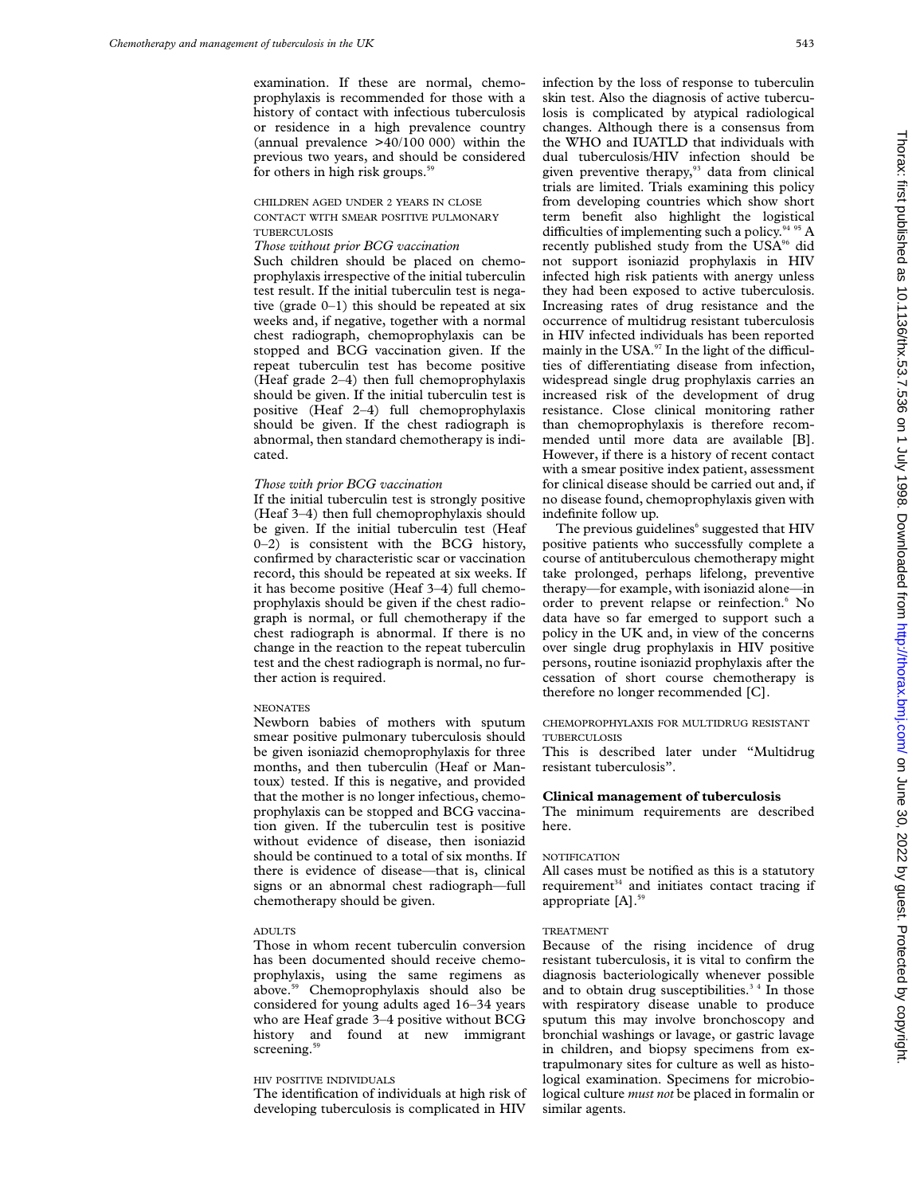examination. If these are normal, chemoprophylaxis is recommended for those with a history of contact with infectious tuberculosis or residence in a high prevalence country (annual prevalence >40/100 000) within the previous two years, and should be considered for others in high risk groups.[59]

#### CHILDREN AGED UNDER 2 YEARS IN CLOSE CONTACT WITH SMEAR POSITIVE PULMONARY TUBERCULOSIS

*Those without prior BCG vaccination*

Such children should be placed on chemoprophylaxis irrespective of the initial tuberculin test result. If the initial tuberculin test is negative (grade 0–1) this should be repeated at six weeks and, if negative, together with a normal chest radiograph, chemoprophylaxis can be stopped and BCG vaccination given. If the repeat tuberculin test has become positive (Heaf grade 2–4) then full chemoprophylaxis should be given. If the initial tuberculin test is positive (Heaf 2–4) full chemoprophylaxis should be given. If the chest radiograph is abnormal, then standard chemotherapy is indicated.

*Those with prior BCG vaccination*

If the initial tuberculin test is strongly positive (Heaf 3–4) then full chemoprophylaxis should be given. If the initial tuberculin test (Heaf 0–2) is consistent with the BCG history, confirmed by characteristic scar or vaccination record, this should be repeated at six weeks. If it has become positive (Heaf 3–4) full chemoprophylaxis should be given if the chest radiograph is normal, or full chemotherapy if the chest radiograph is abnormal. If there is no change in the reaction to the repeat tuberculin test and the chest radiograph is normal, no further action is required.

#### NEONATES

Newborn babies of mothers with sputum smear positive pulmonary tuberculosis should be given isoniazid chemoprophylaxis for three months, and then tuberculin (Heaf or Mantoux) tested. If this is negative, and provided that the mother is no longer infectious, chemoprophylaxis can be stopped and BCG vaccination given. If the tuberculin test is positive without evidence of disease, then isoniazid should be continued to a total of six months. If there is evidence of disease—that is, clinical signs or an abnormal chest radiograph—full chemotherapy should be given.

#### ADULTS

Those in whom recent tuberculin conversion has been documented should receive chemoprophylaxis, using the same regimens as above.[59] Chemoprophylaxis should also be considered for young adults aged 16–34 years who are Heaf grade 3–4 positive without BCG history and found at new immigrant screening.[59]

#### HIV POSITIVE INDIVIDUALS

The identification of individuals at high risk of developing tuberculosis is complicated in HIV infection by the loss of response to tuberculin skin test. Also the diagnosis of active tuberculosis is complicated by atypical radiological changes. Although there is a consensus from the WHO and IUATLD that individuals with dual tuberculosis/HIV infection should be given preventive therapy,[93] data from clinical trials are limited. Trials examining this policy from developing countries which show short term benefit also highlight the logistical difficulties of implementing such a policy.[94 95] A recently published study from the USA[96] did not support isoniazid prophylaxis in HIV infected high risk patients with anergy unless they had been exposed to active tuberculosis. Increasing rates of drug resistance and the occurrence of multidrug resistant tuberculosis in HIV infected individuals has been reported mainly in the USA.[97] In the light of the difficulties of differentiating disease from infection, widespread single drug prophylaxis carries an increased risk of the development of drug resistance. Close clinical monitoring rather than chemoprophylaxis is therefore recommended until more data are available [B]. However, if there is a history of recent contact with a smear positive index patient, assessment for clinical disease should be carried out and, if no disease found, chemoprophylaxis given with indefinite follow up.

The previous guidelines[6] suggested that HIV positive patients who successfully complete a course of antituberculous chemotherapy might take prolonged, perhaps lifelong, preventive therapy—for example, with isoniazid alone—in order to prevent relapse or reinfection.[6] No data have so far emerged to support such a policy in the UK and, in view of the concerns over single drug prophylaxis in HIV positive persons, routine isoniazid prophylaxis after the cessation of short course chemotherapy is therefore no longer recommended [C].

#### CHEMOPROPHYLAXIS FOR MULTIDRUG RESISTANT TUBERCULOSIS

This is described later under "Multidrug resistant tuberculosis".

## Clinical management of tuberculosis

The minimum requirements are described here.

#### NOTIFICATION

All cases must be notified as this is a statutory requirement[34] and initiates contact tracing if appropriate [A].[59]

#### TREATMENT

Because of the rising incidence of drug resistant tuberculosis, it is vital to confirm the diagnosis bacteriologically whenever possible and to obtain drug susceptibilities.[3 4] In those with respiratory disease unable to produce sputum this may involve bronchoscopy and bronchial washings or lavage, or gastric lavage in children, and biopsy specimens from extrapulmonary sites for culture as well as histological examination. Specimens for microbiological culture *must not* be placed in formalin or similar agents.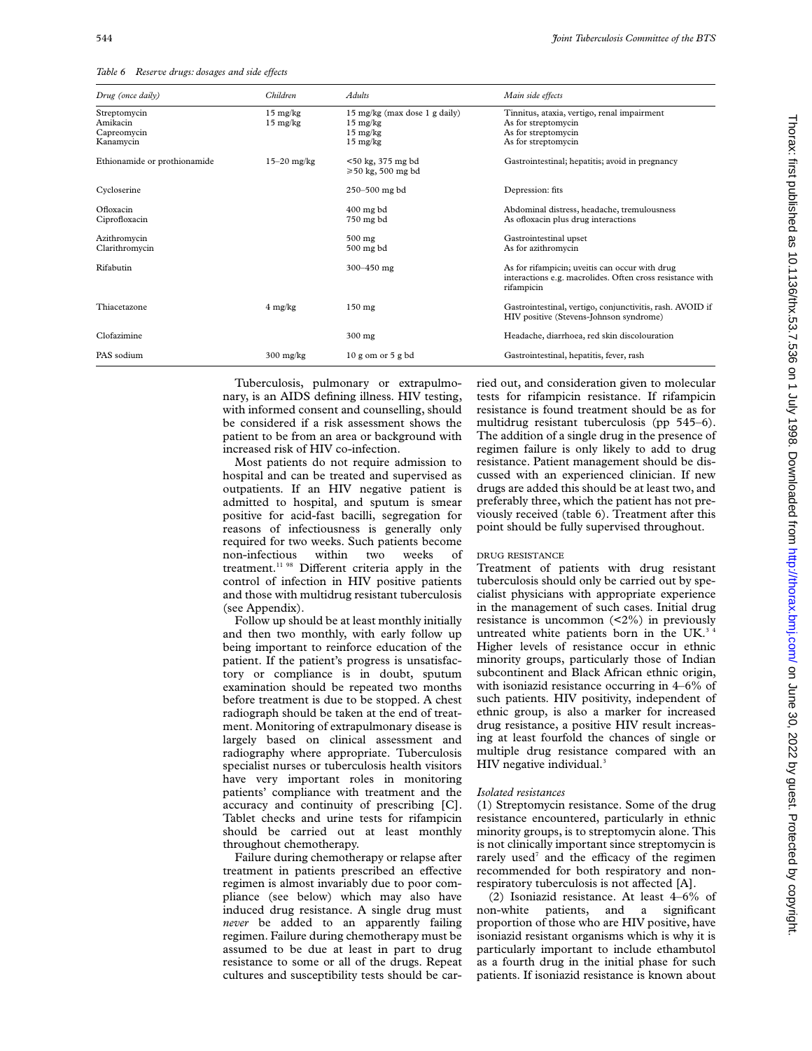*Table 6 Reserve drugs: dosages and side effects*

| *Drug (once daily)* | *Children* | *Adults* | *Main side effects* |
|---|---|---|---|
| Streptomycin | 15 mg/kg | 15 mg/kg (max dose 1 g daily) | Tinnitus, ataxia, vertigo, renal impairment |
| Amikacin | 15 mg/kg | 15 mg/kg | As for streptomycin |
| Capreomycin | | 15 mg/kg | As for streptomycin |
| Kanamycin | | 15 mg/kg | As for streptomycin |
| Ethionamide or prothionamide | 15–20 mg/kg | <50 kg, 375 mg bd<br>⩾50 kg, 500 mg bd | Gastrointestinal; hepatitis; avoid in pregnancy |
| Cycloserine | | 250–500 mg bd | Depression: fits |
| Ofloxacin | | 400 mg bd | Abdominal distress, headache, tremulousness |
| Ciprofloxacin | | 750 mg bd | As ofloxacin plus drug interactions |
| Azithromycin | | 500 mg | Gastrointestinal upset |
| Clarithromycin | | 500 mg bd | As for azithromycin |
| Rifabutin | | 300–450 mg | As for rifampicin; uveitis can occur with drug interactions e.g. macrolides. Often cross resistance with rifampicin |
| Thiacetazone | 4 mg/kg | 150 mg | Gastrointestinal, vertigo, conjunctivitis, rash. AVOID if HIV positive (Stevens-Johnson syndrome) |
| Clofazimine | | 300 mg | Headache, diarrhoea, red skin discolouration |
| PAS sodium | 300 mg/kg | 10 g om or 5 g bd | Gastrointestinal, hepatitis, fever, rash |

Tuberculosis, pulmonary or extrapulmonary, is an AIDS defining illness. HIV testing, with informed consent and counselling, should be considered if a risk assessment shows the patient to be from an area or background with increased risk of HIV co-infection.

Most patients do not require admission to hospital and can be treated and supervised as outpatients. If an HIV negative patient is admitted to hospital, and sputum is smear positive for acid-fast bacilli, segregation for reasons of infectiousness is generally only required for two weeks. Such patients become non-infectious within two weeks of treatment.[11 98] Different criteria apply in the control of infection in HIV positive patients and those with multidrug resistant tuberculosis (see Appendix).

Follow up should be at least monthly initially and then two monthly, with early follow up being important to reinforce education of the patient. If the patient's progress is unsatisfactory or compliance is in doubt, sputum examination should be repeated two months before treatment is due to be stopped. A chest radiograph should be taken at the end of treatment. Monitoring of extrapulmonary disease is largely based on clinical assessment and radiography where appropriate. Tuberculosis specialist nurses or tuberculosis health visitors have very important roles in monitoring patients' compliance with treatment and the accuracy and continuity of prescribing [C]. Tablet checks and urine tests for rifampicin should be carried out at least monthly throughout chemotherapy.

Failure during chemotherapy or relapse after treatment in patients prescribed an effective regimen is almost invariably due to poor compliance (see below) which may also have induced drug resistance. A single drug must *never* be added to an apparently failing regimen. Failure during chemotherapy must be assumed to be due at least in part to drug resistance to some or all of the drugs. Repeat cultures and susceptibility tests should be carried out, and consideration given to molecular tests for rifampicin resistance. If rifampicin resistance is found treatment should be as for multidrug resistant tuberculosis (pp 545–6). The addition of a single drug in the presence of regimen failure is only likely to add to drug resistance. Patient management should be discussed with an experienced clinician. If new drugs are added this should be at least two, and preferably three, which the patient has not previously received (table 6). Treatment after this point should be fully supervised throughout.

#### DRUG RESISTANCE

Treatment of patients with drug resistant tuberculosis should only be carried out by specialist physicians with appropriate experience in the management of such cases. Initial drug resistance is uncommon (<2%) in previously untreated white patients born in the UK.[3 4] Higher levels of resistance occur in ethnic minority groups, particularly those of Indian subcontinent and Black African ethnic origin, with isoniazid resistance occurring in 4–6% of such patients. HIV positivity, independent of ethnic group, is also a marker for increased drug resistance, a positive HIV result increasing at least fourfold the chances of single or multiple drug resistance compared with an HIV negative individual.[3]

##### *Isolated resistances*

(1) Streptomycin resistance. Some of the drug resistance encountered, particularly in ethnic minority groups, is to streptomycin alone. This is not clinically important since streptomycin is rarely used[7] and the efficacy of the regimen recommended for both respiratory and non-respiratory tuberculosis is not affected [A].

(2) Isoniazid resistance. At least 4–6% of non-white patients, and a significant proportion of those who are HIV positive, have isoniazid resistant organisms which is why it is particularly important to include ethambutol as a fourth drug in the initial phase for such patients. If isoniazid resistance is known about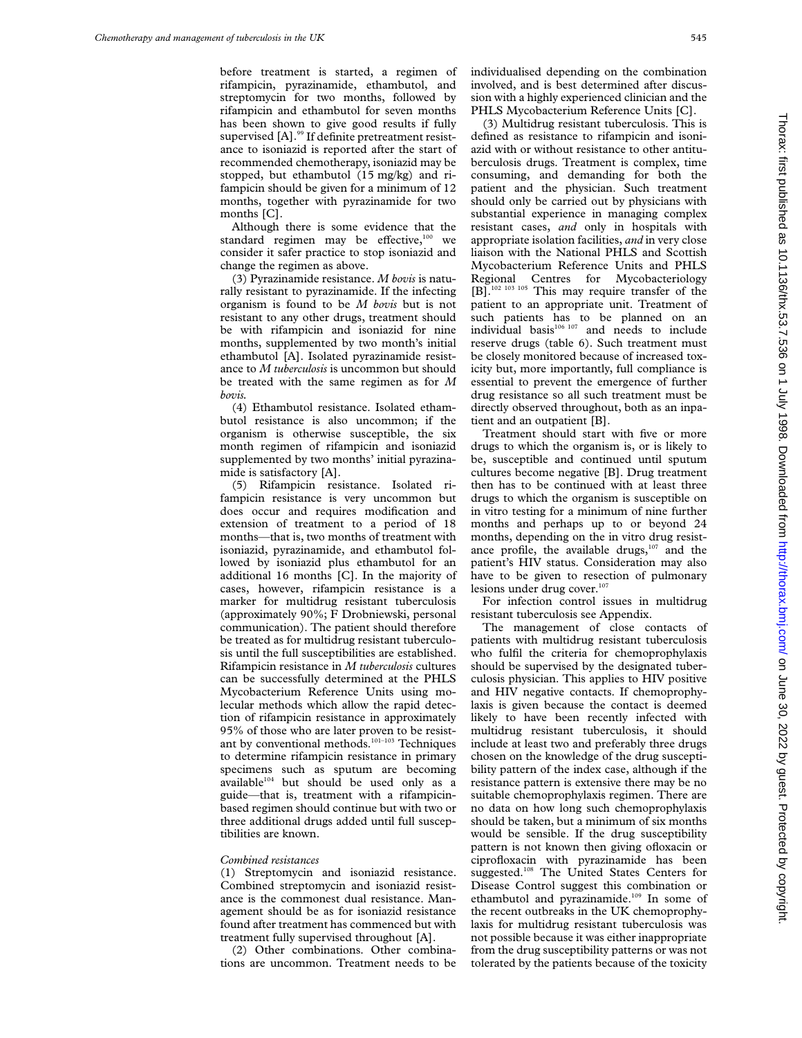before treatment is started, a regimen of rifampicin, pyrazinamide, ethambutol, and streptomycin for two months, followed by rifampicin and ethambutol for seven months has been shown to give good results if fully supervised [A].[99] If definite pretreatment resistance to isoniazid is reported after the start of recommended chemotherapy, isoniazid may be stopped, but ethambutol (15 mg/kg) and rifampicin should be given for a minimum of 12 months, together with pyrazinamide for two months [C].

Although there is some evidence that the standard regimen may be effective,[100] we consider it safer practice to stop isoniazid and change the regimen as above.

(3) Pyrazinamide resistance. *M bovis* is naturally resistant to pyrazinamide. If the infecting organism is found to be *M bovis* but is not resistant to any other drugs, treatment should be with rifampicin and isoniazid for nine months, supplemented by two month's initial ethambutol [A]. Isolated pyrazinamide resistance to *M tuberculosis* is uncommon but should be treated with the same regimen as for *M bovis.*

(4) Ethambutol resistance. Isolated ethambutol resistance is also uncommon; if the organism is otherwise susceptible, the six month regimen of rifampicin and isoniazid supplemented by two months' initial pyrazinamide is satisfactory [A].

(5) Rifampicin resistance. Isolated rifampicin resistance is very uncommon but does occur and requires modification and extension of treatment to a period of 18 months—that is, two months of treatment with isoniazid, pyrazinamide, and ethambutol followed by isoniazid plus ethambutol for an additional 16 months [C]. In the majority of cases, however, rifampicin resistance is a marker for multidrug resistant tuberculosis (approximately 90%; F Drobniewski, personal communication). The patient should therefore be treated as for multidrug resistant tuberculosis until the full susceptibilities are established. Rifampicin resistance in *M tuberculosis* cultures can be successfully determined at the PHLS Mycobacterium Reference Units using molecular methods which allow the rapid detection of rifampicin resistance in approximately 95% of those who are later proven to be resistant by conventional methods.[101–103] Techniques to determine rifampicin resistance in primary specimens such as sputum are becoming available[104] but should be used only as a guide—that is, treatment with a rifampicin-based regimen should continue but with two or three additional drugs added until full susceptibilities are known.

*Combined resistances*

(1) Streptomycin and isoniazid resistance. Combined streptomycin and isoniazid resistance is the commonest dual resistance. Management should be as for isoniazid resistance found after treatment has commenced but with treatment fully supervised throughout [A].

(2) Other combinations. Other combinations are uncommon. Treatment needs to be individualised depending on the combination involved, and is best determined after discussion with a highly experienced clinician and the PHLS Mycobacterium Reference Units [C].

(3) Multidrug resistant tuberculosis. This is defined as resistance to rifampicin and isoniazid with or without resistance to other antituberculosis drugs. Treatment is complex, time consuming, and demanding for both the patient and the physician. Such treatment should only be carried out by physicians with substantial experience in managing complex resistant cases, *and* only in hospitals with appropriate isolation facilities, *and* in very close liaison with the National PHLS and Scottish Mycobacterium Reference Units and PHLS Regional Centres for Mycobacteriology [B].[102 103 105] This may require transfer of the patient to an appropriate unit. Treatment of such patients has to be planned on an individual basis[106 107] and needs to include reserve drugs (table 6). Such treatment must be closely monitored because of increased toxicity but, more importantly, full compliance is essential to prevent the emergence of further drug resistance so all such treatment must be directly observed throughout, both as an inpatient and an outpatient [B].

Treatment should start with five or more drugs to which the organism is, or is likely to be, susceptible and continued until sputum cultures become negative [B]. Drug treatment then has to be continued with at least three drugs to which the organism is susceptible on in vitro testing for a minimum of nine further months and perhaps up to or beyond 24 months, depending on the in vitro drug resistance profile, the available drugs,[107] and the patient's HIV status. Consideration may also have to be given to resection of pulmonary lesions under drug cover.[107]

For infection control issues in multidrug resistant tuberculosis see Appendix.

The management of close contacts of patients with multidrug resistant tuberculosis who fulfil the criteria for chemoprophylaxis should be supervised by the designated tuberculosis physician. This applies to HIV positive and HIV negative contacts. If chemoprophylaxis is given because the contact is deemed likely to have been recently infected with multidrug resistant tuberculosis, it should include at least two and preferably three drugs chosen on the knowledge of the drug susceptibility pattern of the index case, although if the resistance pattern is extensive there may be no suitable chemoprophylaxis regimen. There are no data on how long such chemoprophylaxis should be taken, but a minimum of six months would be sensible. If the drug susceptibility pattern is not known then giving ofloxacin or ciprofloxacin with pyrazinamide has been suggested.[108] The United States Centers for Disease Control suggest this combination or ethambutol and pyrazinamide.[109] In some of the recent outbreaks in the UK chemoprophylaxis for multidrug resistant tuberculosis was not possible because it was either inappropriate from the drug susceptibility patterns or was not tolerated by the patients because of the toxicity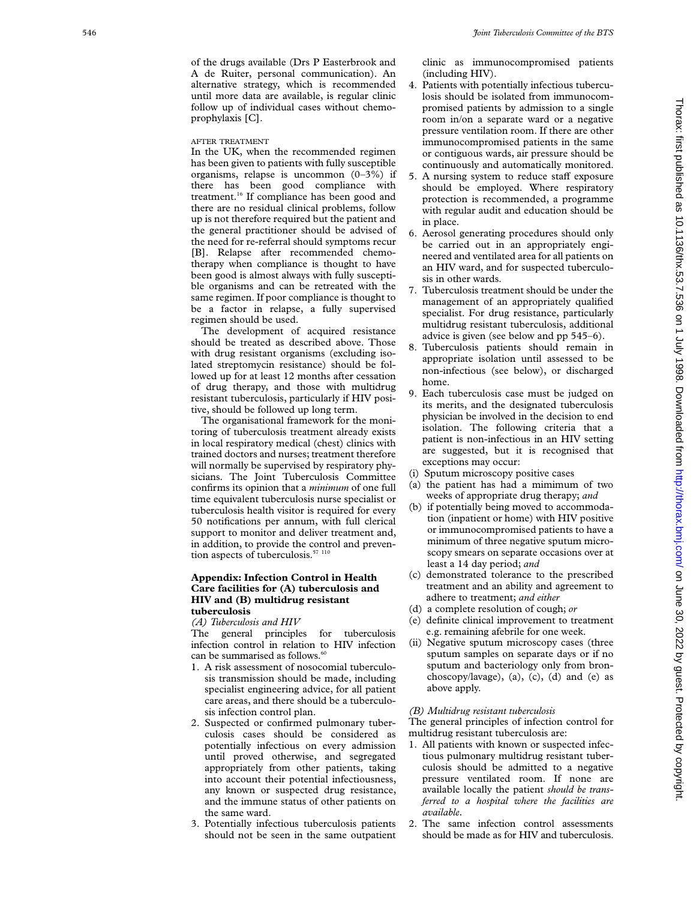of the drugs available (Drs P Easterbrook and A de Ruiter, personal communication). An alternative strategy, which is recommended until more data are available, is regular clinic follow up of individual cases without chemoprophylaxis [C].

AFTER TREATMENT

In the UK, when the recommended regimen has been given to patients with fully susceptible organisms, relapse is uncommon (0–3%) if there has been good compliance with treatment.[16] If compliance has been good and there are no residual clinical problems, follow up is not therefore required but the patient and the general practitioner should be advised of the need for re-referral should symptoms recur [B]. Relapse after recommended chemotherapy when compliance is thought to have been good is almost always with fully susceptible organisms and can be retreated with the same regimen. If poor compliance is thought to be a factor in relapse, a fully supervised regimen should be used.

The development of acquired resistance should be treated as described above. Those with drug resistant organisms (excluding isolated streptomycin resistance) should be followed up for at least 12 months after cessation of drug therapy, and those with multidrug resistant tuberculosis, particularly if HIV positive, should be followed up long term.

The organisational framework for the monitoring of tuberculosis treatment already exists in local respiratory medical (chest) clinics with trained doctors and nurses; treatment therefore will normally be supervised by respiratory physicians. The Joint Tuberculosis Committee confirms its opinion that a *minimum* of one full time equivalent tuberculosis nurse specialist or tuberculosis health visitor is required for every 50 notifications per annum, with full clerical support to monitor and deliver treatment and, in addition, to provide the control and prevention aspects of tuberculosis.[57 110]

## Appendix: Infection Control in Health Care facilities for (A) tuberculosis and HIV and (B) multidrug resistant tuberculosis

*(A) Tuberculosis and HIV*

The general principles for tuberculosis infection control in relation to HIV infection can be summarised as follows.[60]

1. A risk assessment of nosocomial tuberculosis transmission should be made, including specialist engineering advice, for all patient care areas, and there should be a tuberculosis infection control plan.
2. Suspected or confirmed pulmonary tuberculosis cases should be considered as potentially infectious on every admission until proved otherwise, and segregated appropriately from other patients, taking into account their potential infectiousness, any known or suspected drug resistance, and the immune status of other patients on the same ward.
3. Potentially infectious tuberculosis patients should not be seen in the same outpatient clinic as immunocompromised patients (including HIV).
4. Patients with potentially infectious tuberculosis should be isolated from immunocompromised patients by admission to a single room in/on a separate ward or a negative pressure ventilation room. If there are other immunocompromised patients in the same or contiguous wards, air pressure should be continuously and automatically monitored.
5. A nursing system to reduce staff exposure should be employed. Where respiratory protection is recommended, a programme with regular audit and education should be in place.
6. Aerosol generating procedures should only be carried out in an appropriately engineered and ventilated area for all patients on an HIV ward, and for suspected tuberculosis in other wards.
7. Tuberculosis treatment should be under the management of an appropriately qualified specialist. For drug resistance, particularly multidrug resistant tuberculosis, additional advice is given (see below and pp 545–6).
8. Tuberculosis patients should remain in appropriate isolation until assessed to be non-infectious (see below), or discharged home.
9. Each tuberculosis case must be judged on its merits, and the designated tuberculosis physician be involved in the decision to end isolation. The following criteria that a patient is non-infectious in an HIV setting are suggested, but it is recognised that exceptions may occur:

(i) Sputum microscopy positive cases

(a) the patient has had a mimimum of two weeks of appropriate drug therapy; *and*

(b) if potentially being moved to accommodation (inpatient or home) with HIV positive or immunocompromised patients to have a minimum of three negative sputum microscopy smears on separate occasions over at least a 14 day period; *and*

(c) demonstrated tolerance to the prescribed treatment and an ability and agreement to adhere to treatment; *and either*

(d) a complete resolution of cough; *or*

(e) definite clinical improvement to treatment e.g. remaining afebrile for one week.

(ii) Negative sputum microscopy cases (three sputum samples on separate days or if no sputum and bacteriology only from bronchoscopy/lavage), (a), (c), (d) and (e) as above apply.

*(B) Multidrug resistant tuberculosis*

The general principles of infection control for multidrug resistant tuberculosis are:

1. All patients with known or suspected infectious pulmonary multidrug resistant tuberculosis should be admitted to a negative pressure ventilated room. If none are available locally the patient *should be transferred to a hospital where the facilities are available*.
2. The same infection control assessments should be made as for HIV and tuberculosis.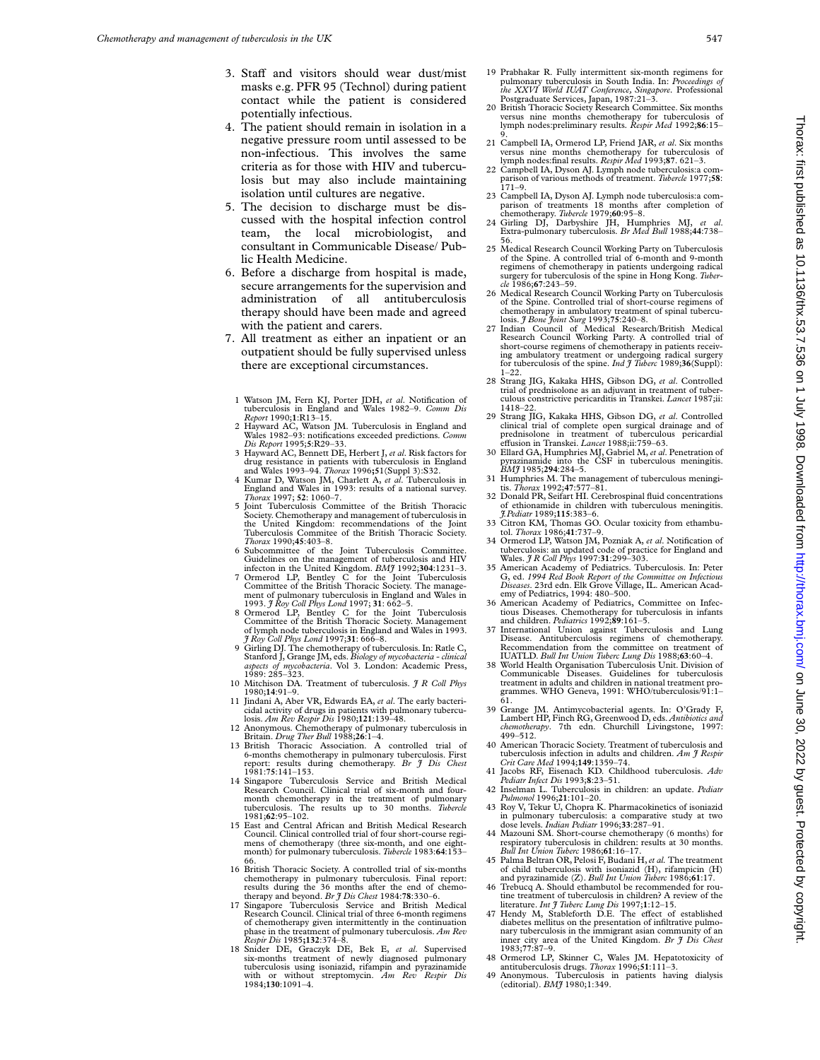3. Staff and visitors should wear dust/mist masks e.g. PFR 95 (Technol) during patient contact while the patient is considered potentially infectious.
4. The patient should remain in isolation in a negative pressure room until assessed to be non-infectious. This involves the same criteria as for those with HIV and tuberculosis but may also include maintaining isolation until cultures are negative.
5. The decision to discharge must be discussed with the hospital infection control team, the local microbiologist, and consultant in Communicable Disease/ Public Health Medicine.
6. Before a discharge from hospital is made, secure arrangements for the supervision and administration of all antituberculosis therapy should have been made and agreed with the patient and carers.
7. All treatment as either an inpatient or an outpatient should be fully supervised unless there are exceptional circumstances.

1 Watson JM, Fern KJ, Porter JDH, *et al*. Notification of tuberculosis in England and Wales 1982–9. *Comm Dis Report* 1990;**1**:R13–15.
2 Hayward AC, Watson JM. Tuberculosis in England and Wales 1982–93: notifications exceeded predictions. *Comm Dis Report* 1995;**5**:R29–33.
3 Hayward AC, Bennett DE, Herbert J, *et al*. Risk factors for drug resistance in patients with tuberculosis in England and Wales 1993–94. *Thorax* 1996;**51**(Suppl 3):S32.
4 Kumar D, Watson JM, Charlett A, *et al*. Tuberculosis in England and Wales in 1993: results of a national survey. *Thorax* 1997; **52**: 1060–7.
5 Joint Tuberculosis Committee of the British Thoracic Society. Chemotherapy and management of tuberculosis in the United Kingdom: recommendations of the Joint Tuberculosis Commitee of the British Thoracic Society. *Thorax* 1990;**45**:403–8.
6 Subcommittee of the Joint Tuberculosis Committee. Guidelines on the management of tuberculosis and HIV infecton in the United Kingdom. *BMJ* 1992;**304**:1231–3.
7 Ormerod LP, Bentley C for the Joint Tuberculosis Committee of the British Thoracic Society. The management of pulmonary tuberculosis in England and Wales in 1993. *J Roy Coll Phys Lond* 1997; **31**: 662–5.
8 Ormerod LP, Bentley C for the Joint Tuberculosis Committee of the British Thoracic Society. Management of lymph node tuberculosis in England and Wales in 1993. *J Roy Coll Phys Lond* 1997;**31**: 666–8.
9 Girling DJ. The chemotherapy of tuberculosis. In: Ratle C, Stanford J, Grange JM, eds. *Biology of mycobacteria - clinical aspects of mycobacteria*. Vol 3. London: Academic Press, 1989: 285–323.
10 Mitchison DA. Treatment of tuberculosis. *J R Coll Phys* 1980;**14**:91–9.
11 Jindani A, Aber VR, Edwards EA, *et al*. The early bactericidal activity of drugs in patients with pulmonary tuberculosis. *Am Rev Respir Dis* 1980;**121**:139–48.
12 Anonymous. Chemotherapy of pulmonary tuberculosis in Britain. *Drug Ther Bull* 1988;**26**:1–4.
13 British Thoracic Association. A controlled trial of 6-months chemotherapy in pulmonary tuberculosis. First report: results during chemotherapy. *Br J Dis Chest* 1981:**75**:141–153.
14 Singapore Tuberculosis Service and British Medical Research Council. Clinical trial of six-month and four-month chemotherapy in the treatment of pulmonary tuberculosis. The results up to 30 months. *Tubercle* 1981;**62**:95–102.
15 East and Central African and British Medical Research Council. Clinical controlled trial of four short-course regimens of chemotherapy (three six-month, and one eight-month) for pulmonary tuberculosis. *Tubercle* 1983:**64**:153–66.
16 British Thoracic Society. A controlled trial of six-months chemotherapy in pulmonary tuberculosis. Final report: results during the 36 months after the end of chemotherapy and beyond. *Br J Dis Chest* 1984:**78**:330–6.
17 Singapore Tuberculosis Service and British Medical Research Council. Clinical trial of three 6-month regimens of chemotherapy given intermittently in the continuation phase in the treatment of pulmonary tuberculosis. *Am Rev Respir Dis* 1985;**132**:374–8.
18 Snider DE, Graczyk DE, Bek E, *et al*. Supervised six-months treatment of newly diagnosed pulmonary tuberculosis using isoniazid, rifampin and pyrazinamide with or without streptomycin. *Am Rev Respir Dis* 1984;**130**:1091–4.
19 Prabhakar R. Fully intermittent six-month regimens for pulmonary tuberculosis in South India. In: *Proceedings of the XXVI World IUAT Conference, Singapore*. Professional Postgraduate Services, Japan, 1987:21–3.
20 British Thoracic Society Research Committee. Six months versus nine months chemotherapy for tuberculosis of lymph nodes:preliminary results. *Respir Med* 1992;**86**:15–9.
21 Campbell IA, Ormerod LP, Friend JAR, *et al*. Six months versus nine months chemotherapy for tuberculosis of lymph nodes:final results. *Respir Med* 1993;**87**. 621–3.
22 Campbell IA, Dyson AJ. Lymph node tuberculosis:a comparison of various methods of treatment. *Tubercle* 1977;**58**: 171–9.
23 Campbell IA, Dyson AJ. Lymph node tuberculosis:a comparison of treatments 18 months after completion of chemotherapy. *Tubercle* 1979;**60**:95–8.
24 Girling DJ, Darbyshire JH, Humphries MJ, *et al*. Extra-pulmonary tuberculosis. *Br Med Bull* 1988;**44**:738–56.
25 Medical Research Council Working Party on Tuberculosis of the Spine. A controlled trial of 6-month and 9-month regimens of chemotherapy in patients undergoing radical surgery for tuberculosis of the spine in Hong Kong. *Tubercle* 1986;**67**:243–59.
26 Medical Research Council Working Party on Tuberculosis of the Spine. Controlled trial of short-course regimens of chemotherapy in ambulatory treatment of spinal tuberculosis. *J Bone Joint Surg* 1993;**75**:240–8.
27 Indian Council of Medical Research/British Medical Research Council Working Party. A controlled trial of short-course regimens of chemotherapy in patients receiving ambulatory treatment or undergoing radical surgery for tuberculosis of the spine. *Ind J Tuberc* 1989;**36**(Suppl): 1–22.
28 Strang JIG, Kakaka HHS, Gibson DG, *et al*. Controlled trial of prednisolone as an adjuvant in treatment of tuberculous constrictive pericarditis in Transkei. *Lancet* 1987;ii: 1418–22.
29 Strang JIG, Kakaka HHS, Gibson DG, *et al*. Controlled clinical trial of complete open surgical drainage and of prednisolone in treatment of tuberculous pericardial effusion in Transkei. *Lancet* 1988;ii:759–63.
30 Ellard GA, Humphries MJ, Gabriel M, *et al*. Penetration of pyrazinamide into the CSF in tuberculous meningitis. *BMJ* 1985;**294**:284–5.
31 Humphries M. The management of tuberculous meningitis. *Thorax* 1992;**47**:577–81.
32 Donald PR, Seifart HI. Cerebrospinal fluid concentrations of ethionamide in children with tuberculous meningitis. *J.Pediatr* 1989;**115**:383–6.
33 Citron KM, Thomas GO. Ocular toxicity from ethambutol. *Thorax* 1986;**41**:737–9.
34 Ormerod LP, Watson JM, Pozniak A, *et al*. Notification of tuberculosis: an updated code of practice for England and Wales. *J R Coll Phys* 1997:**31**:299–303.
35 American Academy of Pediatrics. Tuberculosis. In: Peter G, ed. *1994 Red Book Report of the Committee on Infectious Diseases*. 23rd edn. Elk Grove Village, IL. American Academy of Pediatrics, 1994: 480–500.
36 American Academy of Pediatrics, Committee on Infectious Diseases. Chemotherapy for tuberculosis in infants and children. *Pediatrics* 1992;**89**:161–5.
37 International Union against Tuberculosis and Lung Disease. Antituberculosis regimens of chemotherapy. Recommendation from the committee on treatment of IUATLD. *Bull Int Union Tuberc Lung Dis* 1988;**63**:60–4.
38 World Health Organisation Tuberculosis Unit. Division of Communicable Diseases. Guidelines for tuberculosis treatment in adults and children in national treatment programmes. WHO Geneva, 1991: WHO/tuberculosis/91:1–61.
39 Grange JM. Antimycobacterial agents. In: O'Grady F, Lambert HP, Finch RG, Greenwood D, eds. *Antibiotics and chemotherapy*. 7th edn. Churchill Livingstone, 1997: 499–512.
40 American Thoracic Society. Treatment of tuberculosis and tuberculosis infection in adults and children. *Am J Respir Crit Care Med* 1994;**149**:1359–74.
41 Jacobs RF, Eisenach KD. Childhood tuberculosis. *Adv Pediatr Infect Dis* 1993;**8**:23–51.
42 Inselman L. Tuberculosis in children: an update. *Pediatr Pulmonol* 1996;**21**:101–20.
43 Roy V, Tekur U, Chopra K. Pharmacokinetics of isoniazid in pulmonary tuberculosis: a comparative study at two dose levels. *Indian Pediatr* 1996;**33**:287–91.
44 Mazouni SM. Short-course chemotherapy (6 months) for respiratory tuberculosis in children: results at 30 months. *Bull Int Union Tuberc* 1986;**61**:16–17.
45 Palma Beltran OR, Pelosi F, Budani H, *et al*. The treatment of child tuberculosis with isoniazid (H), rifampicin (H) and pyrazinamide (Z). *Bull Int Union Tuberc* 1986;**61**:17.
46 Trebucq A. Should ethambutol be recommended for routine treatment of tuberculosis in children? A review of the literature. *Int J Tuberc Lung Dis* 1997;**1**:12–15.
47 Hendy M, Stableforth D.E. The effect of established diabetes mellitus on the presentation of infiltrative pulmonary tuberculosis in the immigrant asian community of an inner city area of the United Kingdom. *Br J Dis Chest* 1983;**77**:87–9.
48 Ormerod LP, Skinner C, Wales JM. Hepatotoxicity of antituberculosis drugs. *Thorax* 1996;**51**:111–3.
49 Anonymous. Tuberculosis in patients having dialysis (editorial). *BMJ* 1980;1:349.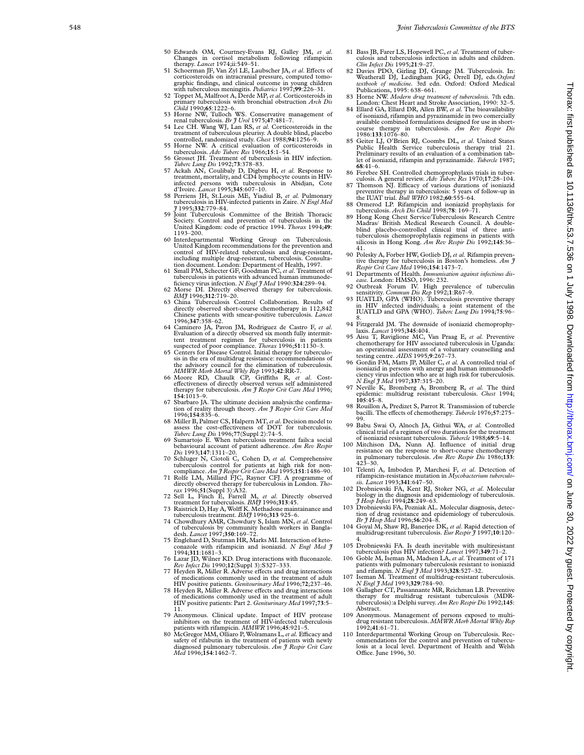50 Edwards OM, Courtney-Evans RJ, Galley JM, *et al*. Changes in cortisol metabolism following rifampicin therapy. *Lancet* 1974;ii:549–51.
51 Schoeman JF, Van Zyl LE, Laubscher JA, *et al*. Effects of corticosteroids on intracranial pressure, computed tomographic findings, and clinical outcome in young children with tuberculous meningitis. *Pediatrics* 1997;**99**:226–31.
52 Toppet M, Malfroot A, Derde MP, *et al*. Corticosteroids in primary tuberculosis with bronchial obstruction *Arch Dis Child* 1990;**65**:1222–6.
53 Horne NW, Tulloch WS. Conservative management of renal tuberculosis. *Br J Urol* 1975;**47**:481–7.
54 Lee CH. Wang WJ, Lan RS, *et al*. Corticosteroids in the treatment of tuberculous pleurisy. A double blind, placebo controlled, randomized study. *Chest* 1988;**94**:1256–9.
55 Horne NW. A critical evaluation of corticosteroids in tuberculosis. *Adv Tuberc Res* 1966;**15**:1–54.
56 Grosset JH. Treatment of tuberculosis in HIV infection. *Tuberc Lung Dis* 1992;**73**:378–83.
57 Ackah AN, Coulibaly D, Digbeu H, *et al*. Response to treatment, mortality, and CD4 lymphocyte counts in HIV-infected persons with tuberculosis in Abidjan, Cote d'Ivoire. *Lancet* 1995;**345**:607–10.
58 Perriens JH, St.Louis ME, Yiadiul B, *et al*. Pulmonary tuberculosis in HIV-infected patients in Zaire. *N Engl Med J* 1995;**332**:779–84.
59 Joint Tuberculosis Committee of the British Thoracic Society. Control and prevention of tuberculosis in the United Kingdom: code of practice 1994. *Thorax* 1994;**49**: 1193–200.
60 Interdepartmental Working Group on Tuberculosis. United Kingdom recommendations for the prevention and control of HIV-related tuberculosis and drug-resistant, including multiple drug-resistant, tuberculosis. Consultation document. London: Department of Health, 1997.
61 Small PM, Schecter GF, Goodman PC, *et al*. Treatment of tuberculosis in patients with advanced human immunodeficiency virus infection. *N Engl J Med* 1990:**324**:289–94.
62 Morse DI. Directly observed therapy for tuberculosis. *BMJ* 1996;**312**:719–20.
63 China Tuberculosis Control Collaboration. Results of directly observed short-course chemotherapy in 112,842 Chinese patients with smear-positive tuberculosis. *Lancet* 1996;**347**:358–62.
64 Caminero JA, Pavon JM, Rodriguez de Castro F, *et al*. Evaluation of a directly observed six month fully intermittent treatment regimen for tuberculosis in patients suspected of poor compliance. *Thorax* 1996;**51**:1130–3.
65 Centers for Disease Control. Initial therapy for tuberculosis in the era of multidrug resistance: recommendations of the advisory council for the elimination of tuberculosis. *MMWR Morb Mortal Wkly Rep* 1993;**42**:RR-7.
66 Moore RD, Chaulk CP, Griffiths R, *et al*. Cost-effectiveness of directly observed versus self administered therapy for tuberculosis. *Am J Respir Crit Care Med* 1996; **154**:1013–9.
67 Sbarbaro JA. The ultimate decision analysis:the confirmation of reality through theory. *Am J Respir Crit Care Med* 1996;**154**:835–6.
68 Miller B, Palmer CS, Halpern MT, *et al*. Decision model to assess the cost-effectiveness of DOT for tuberculosis. *Tuberc Lung Dis* 1996;**77**(Suppl 2):74–5.
69 Sumartojo E. When tuberculosis treatment fails:a social behavioural account of patient adherence. *Am Rev Respir Dis* 1993;**147**:1311–20.
70 Schluger N, Ciotoli C, Cohen D, *et al*. Comprehensive tuberculosis control for patients at high risk for non-compliance. *Am J Respir Crit Care Med* 1995;**151**:1486–90.
71 Rolfe LM, Millard FJC, Rayner CFJ. A programme of directly observed therapy for tuberculosis in London. *Thorax* 1996;**51**(Suppl 3):A32.
72 Sell L, Finch E, Farrell M, *et al*. Directly observed treatment for tuberculosis. *BMJ* 1996;**313**:45.
73 Raistrick D, Hay A, Wolff K. Methadone maintainance and tuberculosis treatment. *BMJ* 1996;**313** 925–6.
74 Chowdhury AMR, Chowdury S, Islam MN, *et al*. Control of tuberculosis by community health workers in Bangladesh. *Lancet* 1997;**350**:169–72.
75 Englehard D, Stutman HR, Marks MI. Interaction of ketoconazole with rifampicin and isoniazid. *N Engl Med J* 1994;**311**:1681–3.
76 Lazar JD, Wilner KD. Drug interactions with fluconazole. *Rev Infect Dis* 1990;**12**(Suppl 3):S327–333.
77 Heyden R, Miller R. Adverse effects and drug interactions of medications commonly used in the treatment of adult HIV positive patients. *Genitourinary Med* 1996;**72**;237–46.
78 Heyden R, Miller R. Adverse effects and drug interactions of medications commonly used in the treatment of adult HIV positive patients: Part 2. *Geniturinary Med* 1997;**73**:5–11.
79 Anonymous. Clinical update. Impact of HIV protease inhibitors on the treatment of HIV-infected tuberculosis patients with rifampicin. *MMWR* 1996;**45**:921–5.
80 McGregor MM, Olliaro P, Wolramans L, *et al*. Efficacy and safety of rifabutin in the treatment of patients with newly diagnosed pulmonary tuberculosis. *Am J Respir Crit Care Med* 1996;**154**:1462–7.
81 Bass JB, Farer LS, Hopewell PC, *et al*. Treatment of tuberculosis and tuberculosis infection in adults and children. *Clin Infect Dis* 1995;**21**:9–27.
82 Davies PDO, Girling DJ, Grange JM. Tuberculosis. In: Weatherall DJ, Ledingham JGG, Orrell DJ, eds.*Oxford textbook of medicine*. 3rd edn. Oxford: Oxford Medical Publications, 1995: 638–661.
83 Horne NW. *Modern drug treatment of tuberculosis*. 7th edn. London: Chest Heart and Stroke Association, 1990: 32–5.
84 Ellard GA, Ellard DR, Allen BW, *et al*. The bioavailability of isoniazid, rifampin and pyrazinamide in two comercially available combined formulations designed for use in short-course therapy in tuberculosis. *Am Rev Respir Dis* 1986:**133**:1076–80.
85 Geiter LJ, O'Brien RJ, Coombs DL, *et al*. United States Public Health Service tuberculosis therapy trial 21. Preliminary results of an evaluation of a combination tablet of isoniazid, rifampin and pyrazinamide. *Tubercle* 1987; **68**:41–6.
86 Ferebee SH. Controlled chemoprophylaxis trials in tuberculosis. A general review. *Adv Tuberc Res* 1970;**17**:28–104.
87 Thomson NJ. Efficacy of various durations of isoniazid preventive therapy in tuberculosis: 5 years of follow-up in the IUAT trial. *Bull WHO* 1982;**60**:555–64.
88 Ormerod LP. Rifampicin and isoniazid prophylaxis for tuberculosis. *Arch Dis Child* 1998;**78**: 169–71.
89 Hong Kong Chest Service/Tuberculosis Research Centre Madras/ British Medical Research Council. A double-blind placebo-controlled clinical trial of three anti-tuberculosis chemoprophylaxis regimens in patients with silicosis in Hong Kong. *Am Rev Respir Dis* 1992;**145**:36–41.
90 Polesky A, Forber HW, Gotlieb DJ, *et al*. Rifampin preventive therapy for tuberculosis in Boston's homeless. *Am J Respir Crit Care Med* 1996;**154**:1473–7.
91 Departments of Health. *Immunisation against infectious disease*. London: HMSO, 1996: 232.
92 Outbreak Forum IV. High prevalence of tuberculin sensitivity. *Commun Dis Rep* 1992;**1**:R67–9.
93 IUATLD, GPA (WHO). Tuberculosis preventive therapy in HIV infected individuals; a joint statement of the IUATLD and GPA (WHO). *Tuberc Lung Dis* 1994;**75**:96–8.
94 Fitzgerald JM. The downside of isoniazid chemoprophylaxis. *Lancet* 1995;**345**:404.
95 Aisu T, Raviglione MC, Van Praag E, *et al*. Preventive chemotherapy for HIV associated tuberculosis in Uganda: an operational assessment of a voluntary counselling and testing centre. *AIDS* 1995;**9**:267–73.
96 Gordin FM, Matts JP, Miller C, *et al*. A controlled trial of isoniazid in persons with anergy and human immunodeficiency virus infection who are at high risk for tuberculosis. *N Engl J Med* 1997;**337**:315–20.
97 Neville K, Bromberg A, Bromberg R, *et al*. The third epidemic: multidrug resistant tuberculosis. *Chest* 1994; **105**:45–8.
98 Rouillon A, Predizet S, Parrot R. Transmission of tubercle bacilli. The effects of chemotherapy. *Tubercle* 1976;**57**:275–99.
99 Babu Swai O, Alnoch JA, Githui WA, *et al*. Controlled clinical trial of a regimen of two durations for the treatment of isoniazid resistant tuberculosis. *Tubercle* 1988;**69**:5–14.
100 Mitchison DA, Nunn AJ. Influence of initial drug resistance on the response to short-course chemotherapy in pulmonary tuberculosis. *Am Rev Respir Dis* 1986;**133**: 423–30.
101 Telenti A, Imboden P, Marchesi F, *et al*. Detection of rifampicin-resistance mutation in *Mycobacterium tuberculosis*. *Lancet* 1993;**341**:647–50.
102 Drobniewski FA, Kent RJ, Stoker NG, *et al*. Molecular biology in the diagnosis and epidemiology of tuberculosis. *J Hosp Infect* 1994;**28**:249–63.
103 Drobniewski FA, Pozniak AL. Molecular diagnosis, detection of drug resistance and epidemiology of tuberculosis. *Br J Hosp Med* 1996;**56**:204–8.
104 Goyal M, Shaw RJ, Banerjee DK, *et al*. Rapid detection of multidrug-resitant tuberculosis. *Eur Respir J* 1997;**10**:120–4.
105 Drobniewski FA. Is death inevitable with multiresistant tuberculosis plus HIV infection? *Lancet* 1997;**349**:71–2.
106 Goble M, Iseman M, Madsen LA, *et al*. Treatment of 171 patients with pulmonary tuberculosis resistant to isoniazid and rifampin. *N Engl J Med* 1993;**328**:527–32.
107 Iseman M. Treatment of multidrug-resistant tuberculosis. *N Engl J Med* 1993;**329**:784–90.
108 Gallagher CT, Passannante MR, Reichman LB. Preventive therapy for multidrug resistant tuberculosis (MDR-tuberculosis):a Delphi survey. *Am Rev Respir Dis* 1992;**145**: Abstract.
109 Anonymous. Management of persons exposed to multidrug resistant tuberculosis. *MMWR Morb Mortal Wkly Rep* 1992;**41**:61–71.
110 Interdepartmental Working Group on Tuberculosis. Recommendations for the control and prevention of tuberculosis at a local level. Department of Health and Welsh Office. June 1996, 30.